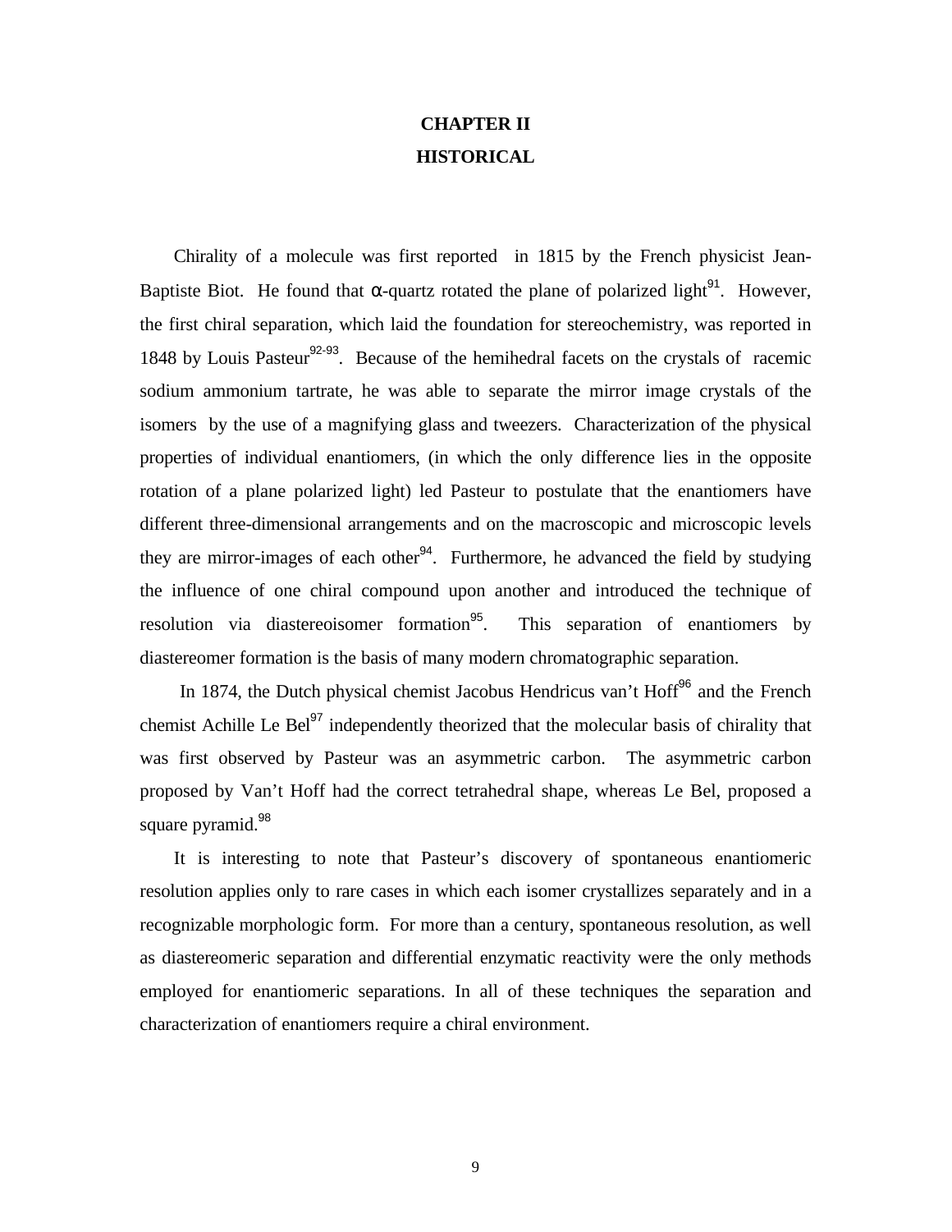# CHAPTER II
# HISTORICAL

Chirality of a molecule was first reported in 1815 by the French physicist Jean-Baptiste Biot. He found that α-quartz rotated the plane of polarized light[91]. However, the first chiral separation, which laid the foundation for stereochemistry, was reported in 1848 by Louis Pasteur[92-93]. Because of the hemihedral facets on the crystals of racemic sodium ammonium tartrate, he was able to separate the mirror image crystals of the isomers by the use of a magnifying glass and tweezers. Characterization of the physical properties of individual enantiomers, (in which the only difference lies in the opposite rotation of a plane polarized light) led Pasteur to postulate that the enantiomers have different three-dimensional arrangements and on the macroscopic and microscopic levels they are mirror-images of each other[94]. Furthermore, he advanced the field by studying the influence of one chiral compound upon another and introduced the technique of resolution via diastereoisomer formation[95]. This separation of enantiomers by diastereomer formation is the basis of many modern chromatographic separation.

In 1874, the Dutch physical chemist Jacobus Hendricus van't Hoff[96] and the French chemist Achille Le Bel[97] independently theorized that the molecular basis of chirality that was first observed by Pasteur was an asymmetric carbon. The asymmetric carbon proposed by Van't Hoff had the correct tetrahedral shape, whereas Le Bel, proposed a square pyramid.[98]

It is interesting to note that Pasteur's discovery of spontaneous enantiomeric resolution applies only to rare cases in which each isomer crystallizes separately and in a recognizable morphologic form. For more than a century, spontaneous resolution, as well as diastereomeric separation and differential enzymatic reactivity were the only methods employed for enantiomeric separations. In all of these techniques the separation and characterization of enantiomers require a chiral environment.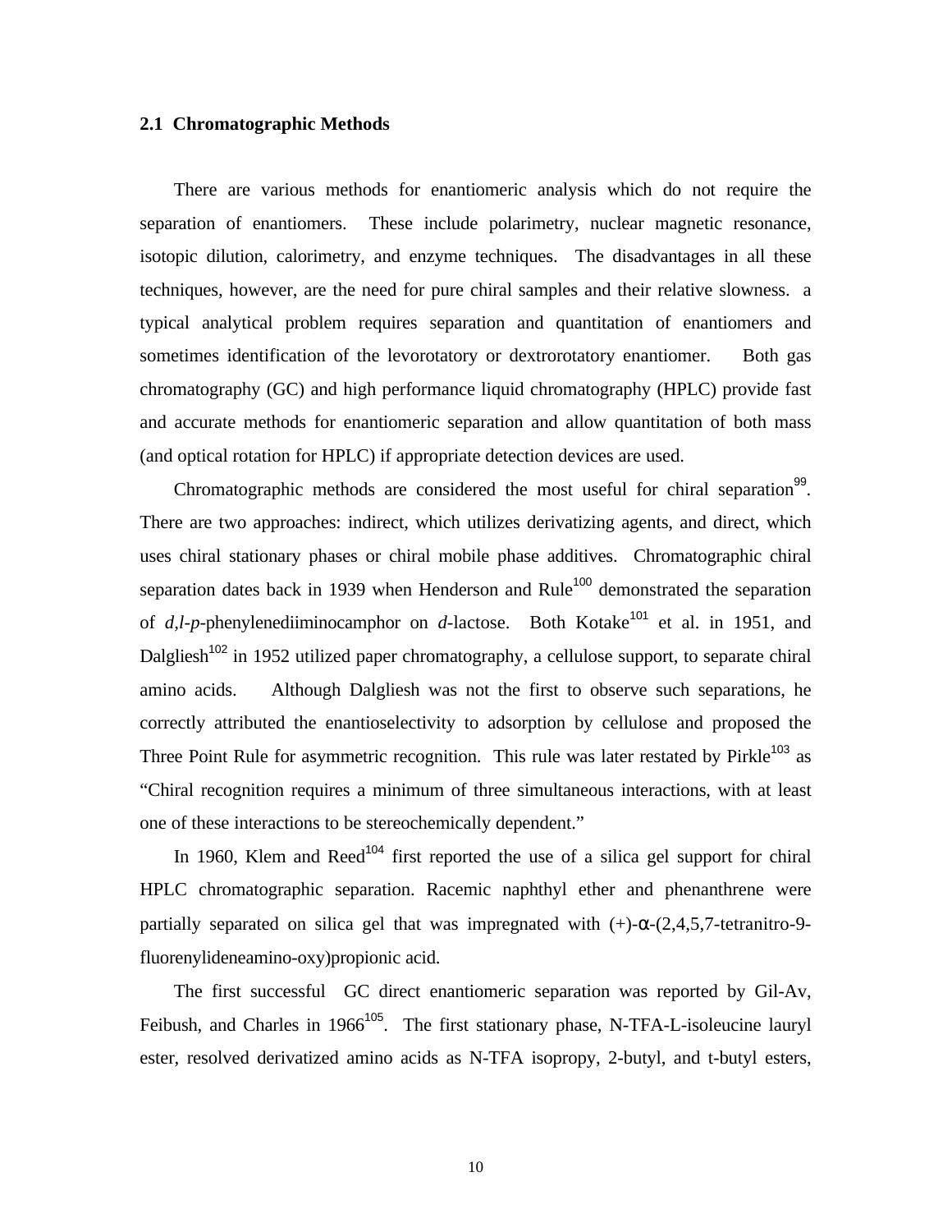## 2.1 Chromatographic Methods

There are various methods for enantiomeric analysis which do not require the separation of enantiomers. These include polarimetry, nuclear magnetic resonance, isotopic dilution, calorimetry, and enzyme techniques. The disadvantages in all these techniques, however, are the need for pure chiral samples and their relative slowness. a typical analytical problem requires separation and quantitation of enantiomers and sometimes identification of the levorotatory or dextrorotatory enantiomer. Both gas chromatography (GC) and high performance liquid chromatography (HPLC) provide fast and accurate methods for enantiomeric separation and allow quantitation of both mass (and optical rotation for HPLC) if appropriate detection devices are used.

Chromatographic methods are considered the most useful for chiral separation[99]. There are two approaches: indirect, which utilizes derivatizing agents, and direct, which uses chiral stationary phases or chiral mobile phase additives. Chromatographic chiral separation dates back in 1939 when Henderson and Rule[100] demonstrated the separation of *d,l-p*-phenylenediiminocamphor on *d*-lactose. Both Kotake[101] et al. in 1951, and Dalgliesh[102] in 1952 utilized paper chromatography, a cellulose support, to separate chiral amino acids. Although Dalgliesh was not the first to observe such separations, he correctly attributed the enantioselectivity to adsorption by cellulose and proposed the Three Point Rule for asymmetric recognition. This rule was later restated by Pirkle[103] as "Chiral recognition requires a minimum of three simultaneous interactions, with at least one of these interactions to be stereochemically dependent."

In 1960, Klem and Reed[104] first reported the use of a silica gel support for chiral HPLC chromatographic separation. Racemic naphthyl ether and phenanthrene were partially separated on silica gel that was impregnated with (+)-α-(2,4,5,7-tetranitro-9-fluorenylideneamino-oxy)propionic acid.

The first successful GC direct enantiomeric separation was reported by Gil-Av, Feibush, and Charles in 1966[105]. The first stationary phase, N-TFA-L-isoleucine lauryl ester, resolved derivatized amino acids as N-TFA isopropy, 2-butyl, and t-butyl esters,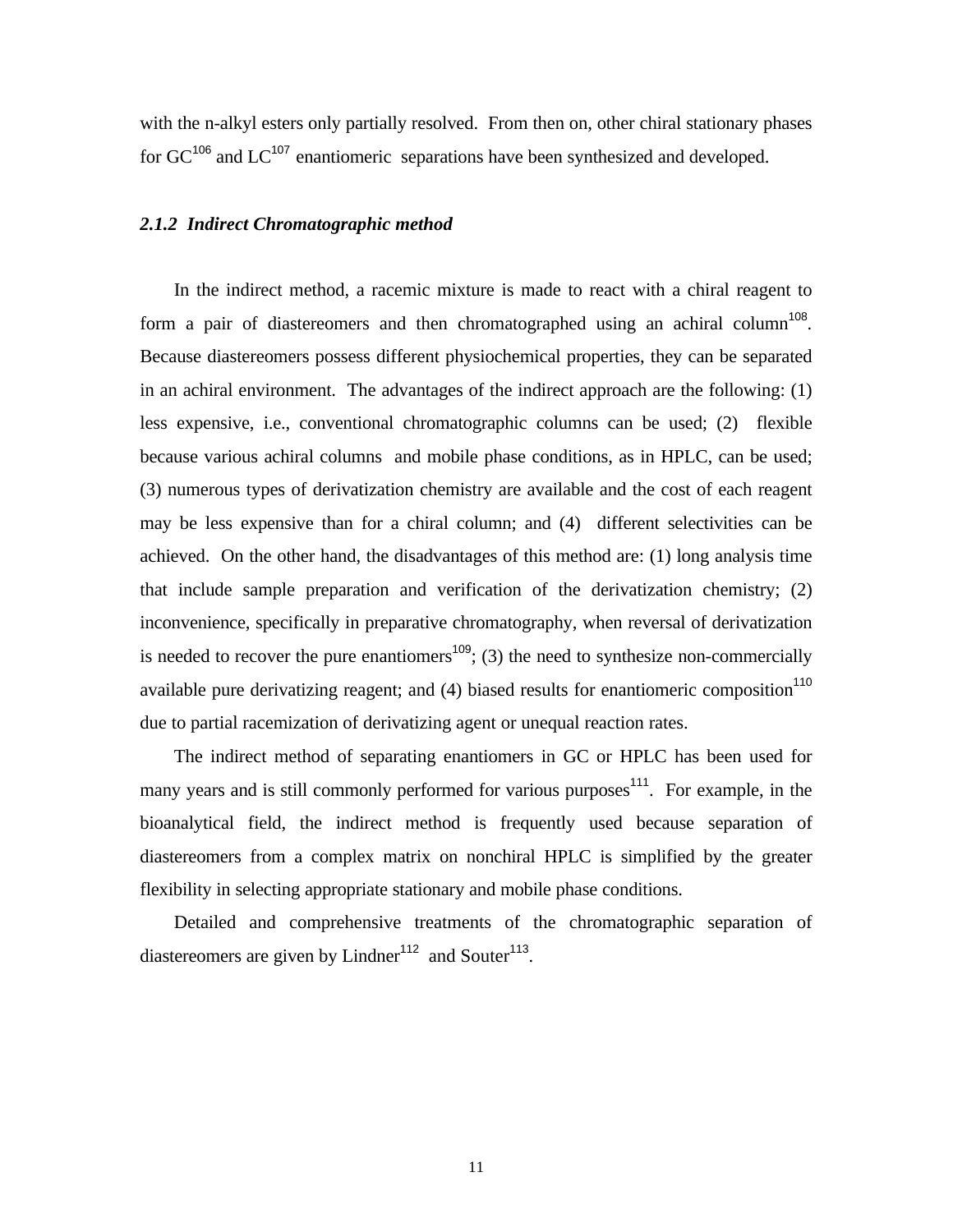with the n-alkyl esters only partially resolved. From then on, other chiral stationary phases for GC[106] and LC[107] enantiomeric separations have been synthesized and developed.

### *2.1.2 Indirect Chromatographic method*

In the indirect method, a racemic mixture is made to react with a chiral reagent to form a pair of diastereomers and then chromatographed using an achiral column[108]. Because diastereomers possess different physiochemical properties, they can be separated in an achiral environment. The advantages of the indirect approach are the following: (1) less expensive, i.e., conventional chromatographic columns can be used; (2) flexible because various achiral columns and mobile phase conditions, as in HPLC, can be used; (3) numerous types of derivatization chemistry are available and the cost of each reagent may be less expensive than for a chiral column; and (4) different selectivities can be achieved. On the other hand, the disadvantages of this method are: (1) long analysis time that include sample preparation and verification of the derivatization chemistry; (2) inconvenience, specifically in preparative chromatography, when reversal of derivatization is needed to recover the pure enantiomers[109]; (3) the need to synthesize non-commercially available pure derivatizing reagent; and (4) biased results for enantiomeric composition[110] due to partial racemization of derivatizing agent or unequal reaction rates.

The indirect method of separating enantiomers in GC or HPLC has been used for many years and is still commonly performed for various purposes[111]. For example, in the bioanalytical field, the indirect method is frequently used because separation of diastereomers from a complex matrix on nonchiral HPLC is simplified by the greater flexibility in selecting appropriate stationary and mobile phase conditions.

Detailed and comprehensive treatments of the chromatographic separation of diastereomers are given by Lindner[112] and Souter[113].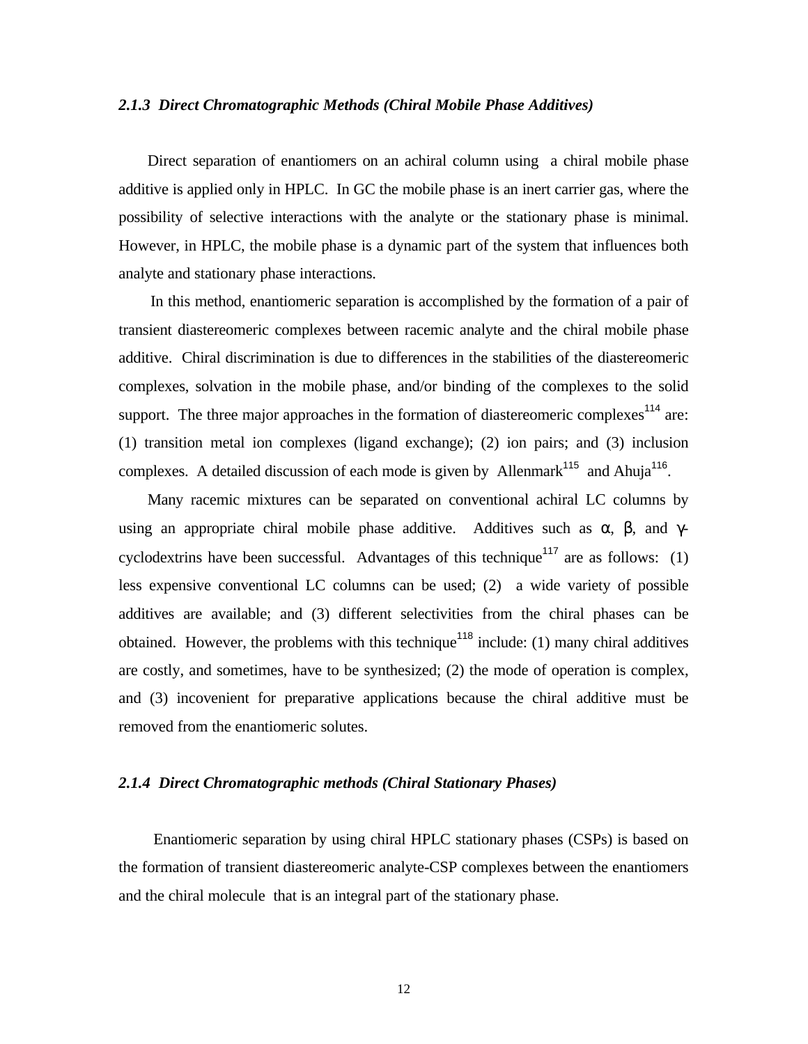### *2.1.3 Direct Chromatographic Methods (Chiral Mobile Phase Additives)*

Direct separation of enantiomers on an achiral column using a chiral mobile phase additive is applied only in HPLC. In GC the mobile phase is an inert carrier gas, where the possibility of selective interactions with the analyte or the stationary phase is minimal. However, in HPLC, the mobile phase is a dynamic part of the system that influences both analyte and stationary phase interactions.

In this method, enantiomeric separation is accomplished by the formation of a pair of transient diastereomeric complexes between racemic analyte and the chiral mobile phase additive. Chiral discrimination is due to differences in the stabilities of the diastereomeric complexes, solvation in the mobile phase, and/or binding of the complexes to the solid support. The three major approaches in the formation of diastereomeric complexes[114] are: (1) transition metal ion complexes (ligand exchange); (2) ion pairs; and (3) inclusion complexes. A detailed discussion of each mode is given by Allenmark[115] and Ahuja[116].

Many racemic mixtures can be separated on conventional achiral LC columns by using an appropriate chiral mobile phase additive. Additives such as $\alpha$, $\beta$, and $\gamma$-cyclodextrins have been successful. Advantages of this technique[117] are as follows: (1) less expensive conventional LC columns can be used; (2) a wide variety of possible additives are available; and (3) different selectivities from the chiral phases can be obtained. However, the problems with this technique[118] include: (1) many chiral additives are costly, and sometimes, have to be synthesized; (2) the mode of operation is complex, and (3) incovenient for preparative applications because the chiral additive must be removed from the enantiomeric solutes.

### *2.1.4 Direct Chromatographic methods (Chiral Stationary Phases)*

Enantiomeric separation by using chiral HPLC stationary phases (CSPs) is based on the formation of transient diastereomeric analyte-CSP complexes between the enantiomers and the chiral molecule that is an integral part of the stationary phase.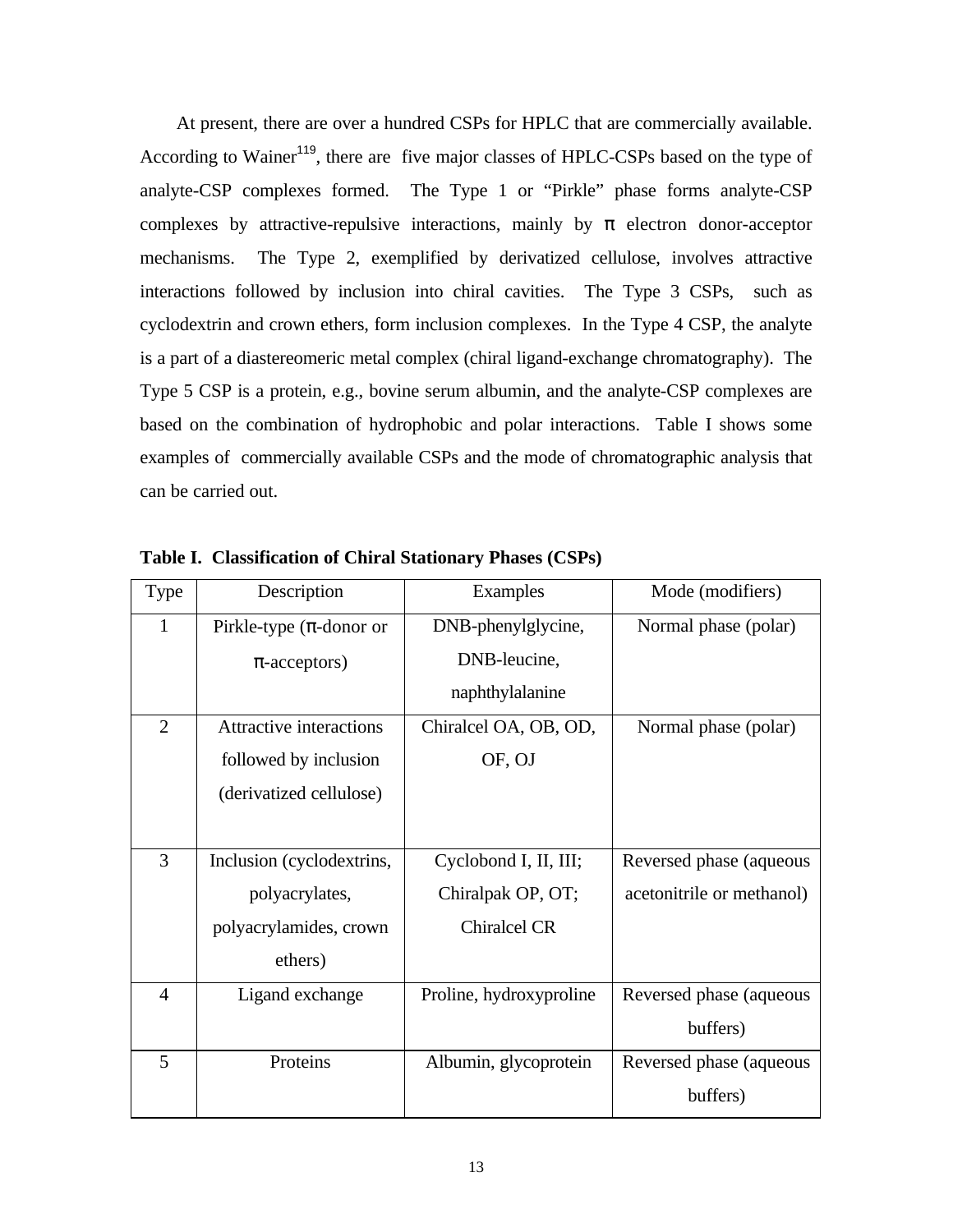At present, there are over a hundred CSPs for HPLC that are commercially available. According to Wainer[119], there are five major classes of HPLC-CSPs based on the type of analyte-CSP complexes formed. The Type 1 or "Pirkle" phase forms analyte-CSP complexes by attractive-repulsive interactions, mainly by π electron donor-acceptor mechanisms. The Type 2, exemplified by derivatized cellulose, involves attractive interactions followed by inclusion into chiral cavities. The Type 3 CSPs, such as cyclodextrin and crown ethers, form inclusion complexes. In the Type 4 CSP, the analyte is a part of a diastereomeric metal complex (chiral ligand-exchange chromatography). The Type 5 CSP is a protein, e.g., bovine serum albumin, and the analyte-CSP complexes are based on the combination of hydrophobic and polar interactions. Table I shows some examples of commercially available CSPs and the mode of chromatographic analysis that can be carried out.

**Table I. Classification of Chiral Stationary Phases (CSPs)**

| Type | Description | Examples | Mode (modifiers) |
|---|---|---|---|
| 1 | Pirkle-type (π-donor or π-acceptors) | DNB-phenylglycine, DNB-leucine, naphthylalanine | Normal phase (polar) |
| 2 | Attractive interactions followed by inclusion (derivatized cellulose) | Chiralcel OA, OB, OD, OF, OJ | Normal phase (polar) |
| 3 | Inclusion (cyclodextrins, polyacrylates, polyacrylamides, crown ethers) | Cyclobond I, II, III; Chiralpak OP, OT; Chiralcel CR | Reversed phase (aqueous acetonitrile or methanol) |
| 4 | Ligand exchange | Proline, hydroxyproline | Reversed phase (aqueous buffers) |
| 5 | Proteins | Albumin, glycoprotein | Reversed phase (aqueous buffers) |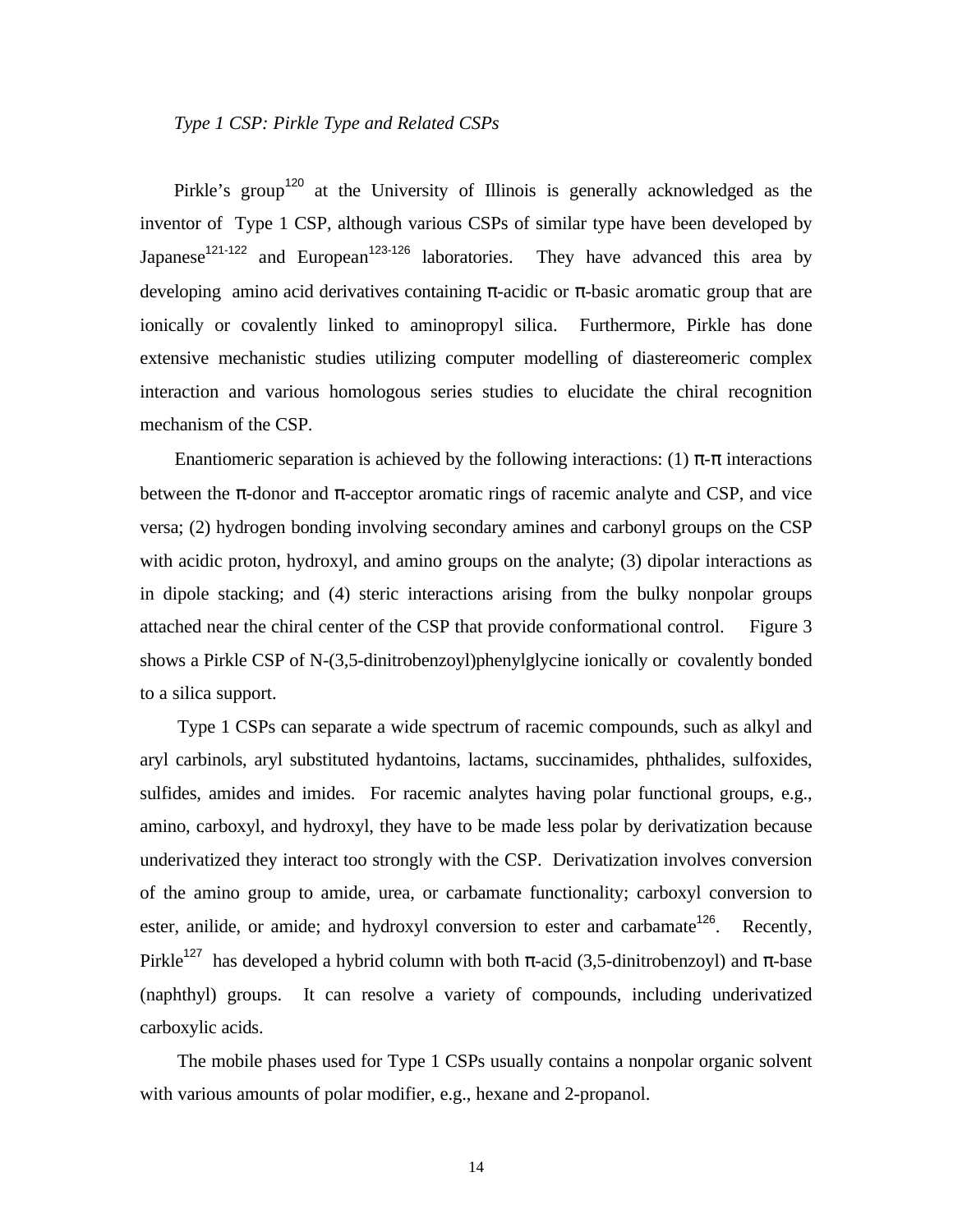*Type 1 CSP: Pirkle Type and Related CSPs*

Pirkle's group[120] at the University of Illinois is generally acknowledged as the inventor of Type 1 CSP, although various CSPs of similar type have been developed by Japanese[121-122] and European[123-126] laboratories. They have advanced this area by developing amino acid derivatives containing π-acidic or π-basic aromatic group that are ionically or covalently linked to aminopropyl silica. Furthermore, Pirkle has done extensive mechanistic studies utilizing computer modelling of diastereomeric complex interaction and various homologous series studies to elucidate the chiral recognition mechanism of the CSP.

Enantiomeric separation is achieved by the following interactions: (1) π-π interactions between the π-donor and π-acceptor aromatic rings of racemic analyte and CSP, and vice versa; (2) hydrogen bonding involving secondary amines and carbonyl groups on the CSP with acidic proton, hydroxyl, and amino groups on the analyte; (3) dipolar interactions as in dipole stacking; and (4) steric interactions arising from the bulky nonpolar groups attached near the chiral center of the CSP that provide conformational control. Figure 3 shows a Pirkle CSP of N-(3,5-dinitrobenzoyl)phenylglycine ionically or covalently bonded to a silica support.

Type 1 CSPs can separate a wide spectrum of racemic compounds, such as alkyl and aryl carbinols, aryl substituted hydantoins, lactams, succinamides, phthalides, sulfoxides, sulfides, amides and imides. For racemic analytes having polar functional groups, e.g., amino, carboxyl, and hydroxyl, they have to be made less polar by derivatization because underivatized they interact too strongly with the CSP. Derivatization involves conversion of the amino group to amide, urea, or carbamate functionality; carboxyl conversion to ester, anilide, or amide; and hydroxyl conversion to ester and carbamate[126]. Recently, Pirkle[127] has developed a hybrid column with both π-acid (3,5-dinitrobenzoyl) and π-base (naphthyl) groups. It can resolve a variety of compounds, including underivatized carboxylic acids.

The mobile phases used for Type 1 CSPs usually contains a nonpolar organic solvent with various amounts of polar modifier, e.g., hexane and 2-propanol.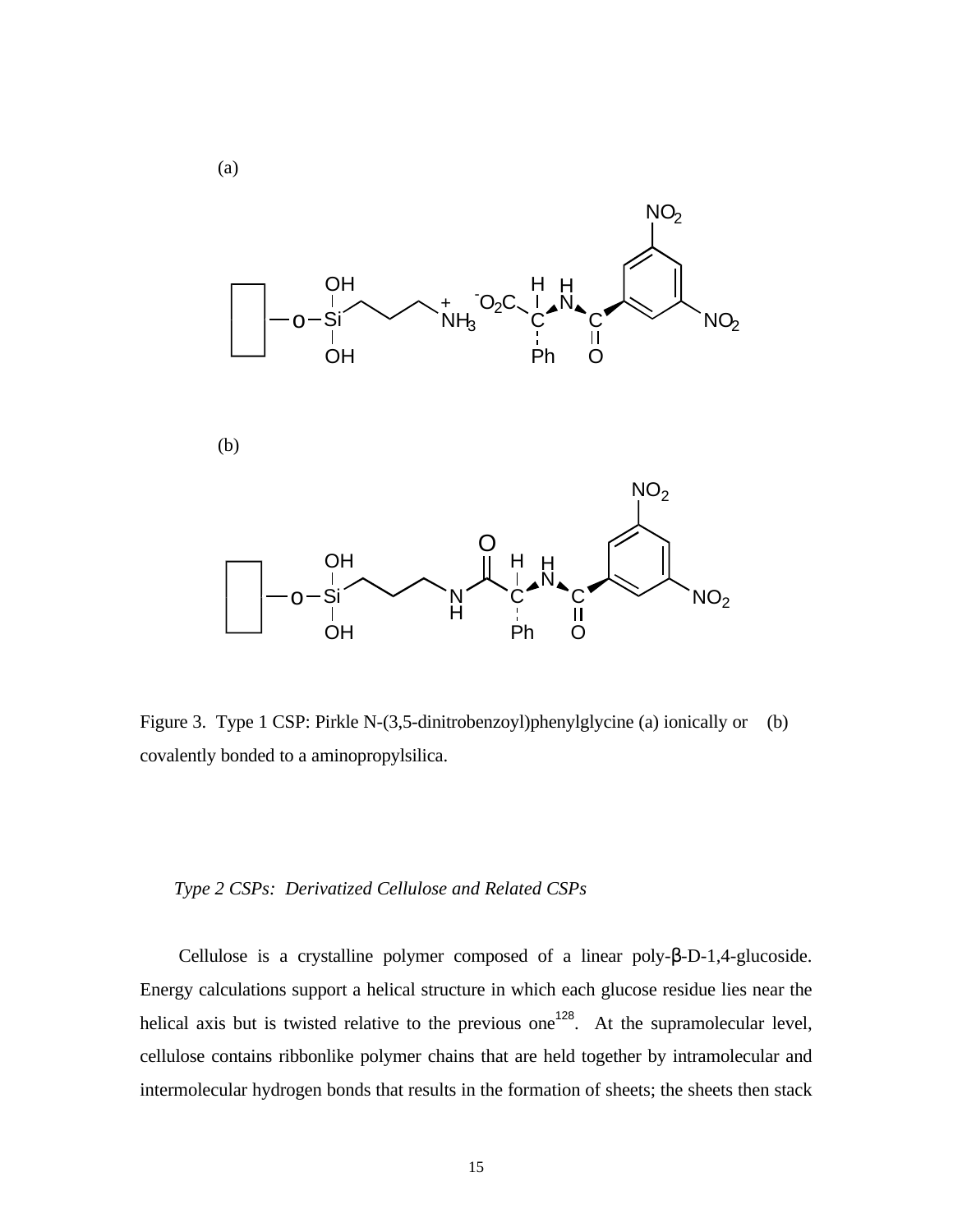(a)

(b)

Figure 3. Type 1 CSP: Pirkle N-(3,5-dinitrobenzoyl)phenylglycine (a) ionically or (b) covalently bonded to a aminopropylsilica.

*Type 2 CSPs: Derivatized Cellulose and Related CSPs*

Cellulose is a crystalline polymer composed of a linear poly-β-D-1,4-glucoside. Energy calculations support a helical structure in which each glucose residue lies near the helical axis but is twisted relative to the previous one[128]. At the supramolecular level, cellulose contains ribbonlike polymer chains that are held together by intramolecular and intermolecular hydrogen bonds that results in the formation of sheets; the sheets then stack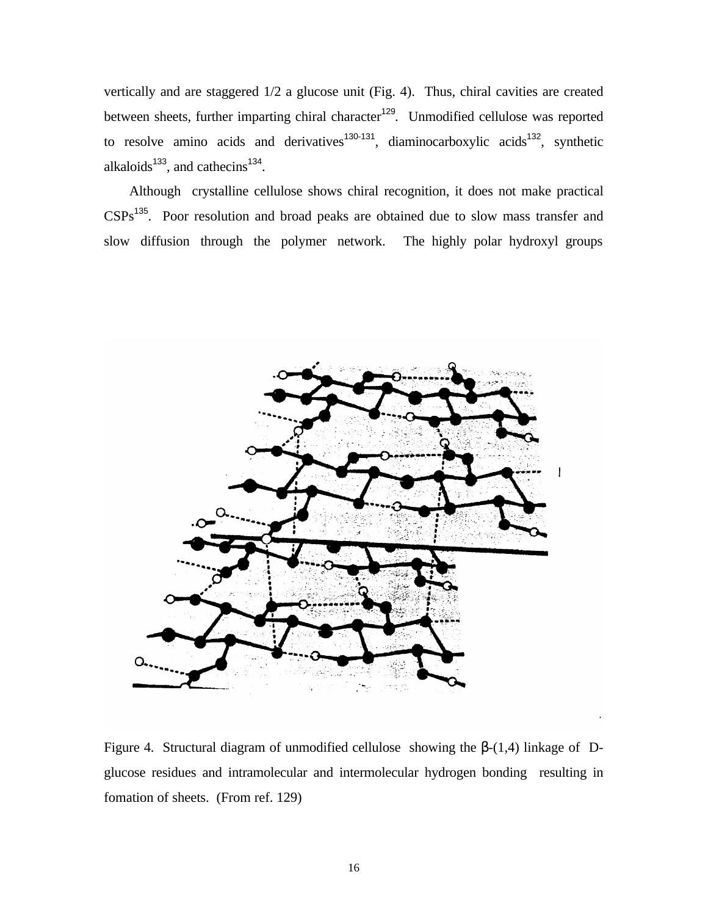vertically and are staggered 1/2 a glucose unit (Fig. 4). Thus, chiral cavities are created between sheets, further imparting chiral character[129]. Unmodified cellulose was reported to resolve amino acids and derivatives[130-131], diaminocarboxylic acids[132], synthetic alkaloids[133], and cathecins[134].

Although crystalline cellulose shows chiral recognition, it does not make practical CSPs[135]. Poor resolution and broad peaks are obtained due to slow mass transfer and slow diffusion through the polymer network. The highly polar hydroxyl groups

Figure 4. Structural diagram of unmodified cellulose showing the β-(1,4) linkage of D-glucose residues and intramolecular and intermolecular hydrogen bonding resulting in fomation of sheets. (From ref. 129)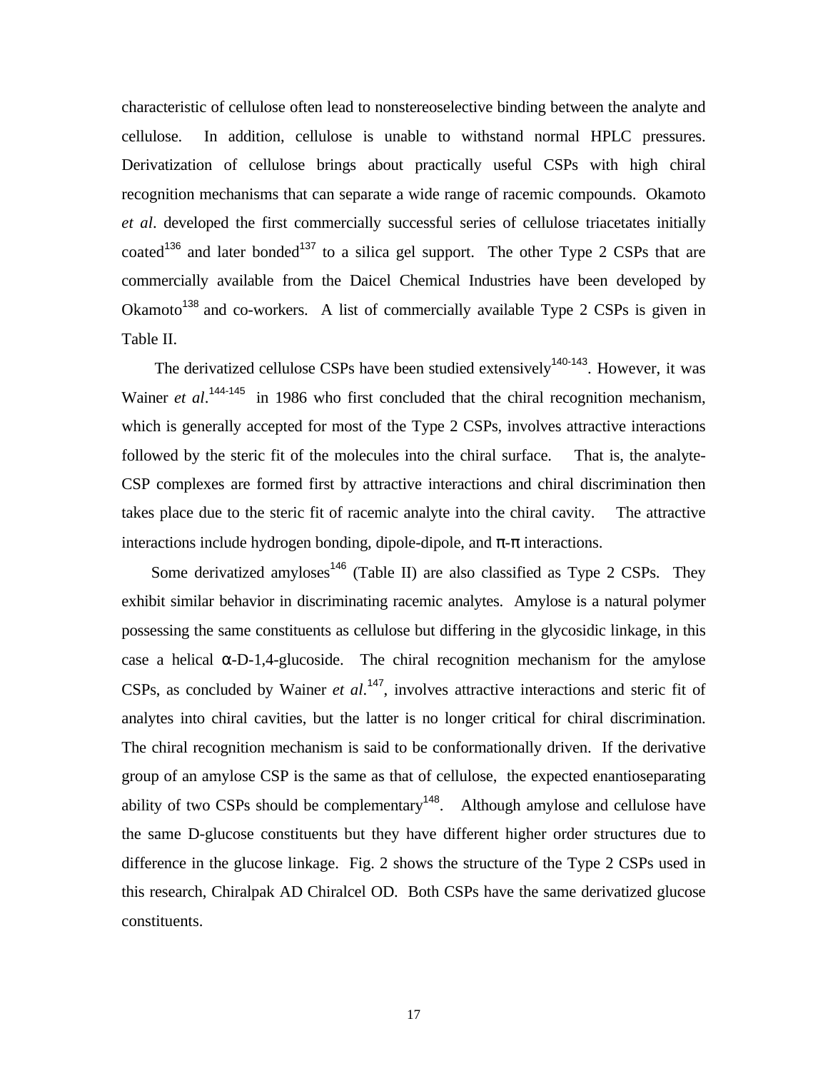characteristic of cellulose often lead to nonstereoselective binding between the analyte and cellulose. In addition, cellulose is unable to withstand normal HPLC pressures. Derivatization of cellulose brings about practically useful CSPs with high chiral recognition mechanisms that can separate a wide range of racemic compounds. Okamoto *et al*. developed the first commercially successful series of cellulose triacetates initially coated[136] and later bonded[137] to a silica gel support. The other Type 2 CSPs that are commercially available from the Daicel Chemical Industries have been developed by Okamoto[138] and co-workers. A list of commercially available Type 2 CSPs is given in Table II.

The derivatized cellulose CSPs have been studied extensively[140-143]. However, it was Wainer *et al*.[144-145] in 1986 who first concluded that the chiral recognition mechanism, which is generally accepted for most of the Type 2 CSPs, involves attractive interactions followed by the steric fit of the molecules into the chiral surface. That is, the analyte-CSP complexes are formed first by attractive interactions and chiral discrimination then takes place due to the steric fit of racemic analyte into the chiral cavity. The attractive interactions include hydrogen bonding, dipole-dipole, and $\pi$-$\pi$ interactions.

Some derivatized amyloses[146] (Table II) are also classified as Type 2 CSPs. They exhibit similar behavior in discriminating racemic analytes. Amylose is a natural polymer possessing the same constituents as cellulose but differing in the glycosidic linkage, in this case a helical $\alpha$-D-1,4-glucoside. The chiral recognition mechanism for the amylose CSPs, as concluded by Wainer *et al*.[147], involves attractive interactions and steric fit of analytes into chiral cavities, but the latter is no longer critical for chiral discrimination. The chiral recognition mechanism is said to be conformationally driven. If the derivative group of an amylose CSP is the same as that of cellulose, the expected enantioseparating ability of two CSPs should be complementary[148]. Although amylose and cellulose have the same D-glucose constituents but they have different higher order structures due to difference in the glucose linkage. Fig. 2 shows the structure of the Type 2 CSPs used in this research, Chiralpak AD Chiralcel OD. Both CSPs have the same derivatized glucose constituents.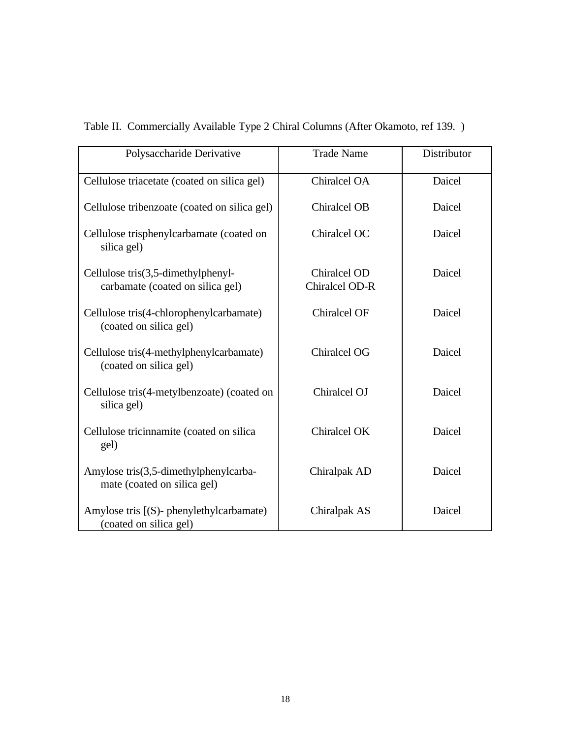Table II. Commercially Available Type 2 Chiral Columns (After Okamoto, ref 139. )

| Polysaccharide Derivative | Trade Name | Distributor |
|---|---|---|
| Cellulose triacetate (coated on silica gel) | Chiralcel OA | Daicel |
| Cellulose tribenzoate (coated on silica gel) | Chiralcel OB | Daicel |
| Cellulose trisphenylcarbamate (coated on silica gel) | Chiralcel OC | Daicel |
| Cellulose tris(3,5-dimethylphenyl-carbamate (coated on silica gel) | Chiralcel OD<br>Chiralcel OD-R | Daicel |
| Cellulose tris(4-chlorophenylcarbamate) (coated on silica gel) | Chiralcel OF | Daicel |
| Cellulose tris(4-methylphenylcarbamate) (coated on silica gel) | Chiralcel OG | Daicel |
| Cellulose tris(4-metylbenzoate) (coated on silica gel) | Chiralcel OJ | Daicel |
| Cellulose tricinnamite (coated on silica gel) | Chiralcel OK | Daicel |
| Amylose tris(3,5-dimethylphenylcarba-mate (coated on silica gel) | Chiralpak AD | Daicel |
| Amylose tris [(S)- phenylethylcarbamate) (coated on silica gel) | Chiralpak AS | Daicel |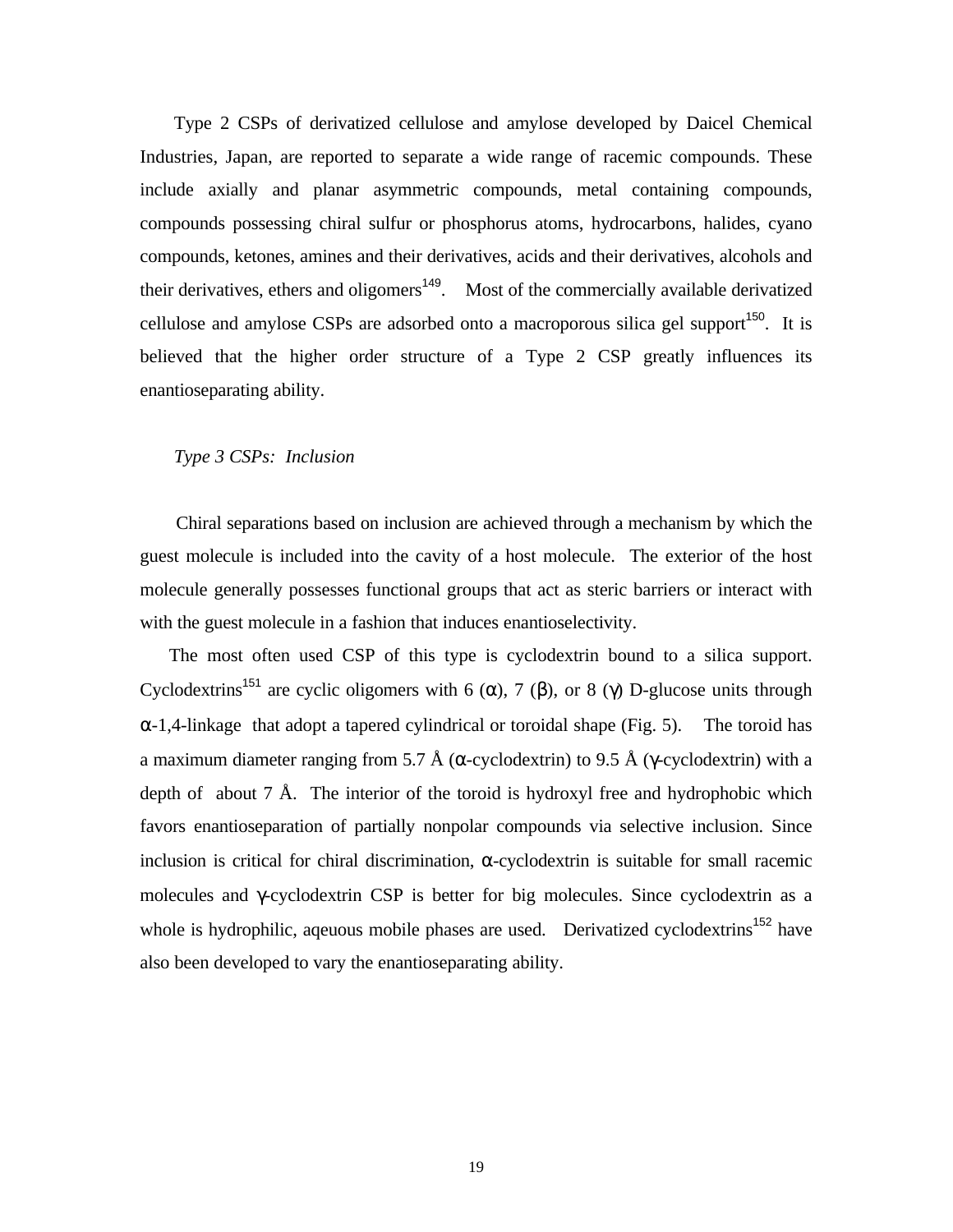Type 2 CSPs of derivatized cellulose and amylose developed by Daicel Chemical Industries, Japan, are reported to separate a wide range of racemic compounds. These include axially and planar asymmetric compounds, metal containing compounds, compounds possessing chiral sulfur or phosphorus atoms, hydrocarbons, halides, cyano compounds, ketones, amines and their derivatives, acids and their derivatives, alcohols and their derivatives, ethers and oligomers[149]. Most of the commercially available derivatized cellulose and amylose CSPs are adsorbed onto a macroporous silica gel support[150]. It is believed that the higher order structure of a Type 2 CSP greatly influences its enantioseparating ability.

*Type 3 CSPs: Inclusion*

Chiral separations based on inclusion are achieved through a mechanism by which the guest molecule is included into the cavity of a host molecule. The exterior of the host molecule generally possesses functional groups that act as steric barriers or interact with with the guest molecule in a fashion that induces enantioselectivity.

The most often used CSP of this type is cyclodextrin bound to a silica support. Cyclodextrins[151] are cyclic oligomers with 6 (α), 7 (β), or 8 (γ) D-glucose units through α-1,4-linkage that adopt a tapered cylindrical or toroidal shape (Fig. 5). The toroid has a maximum diameter ranging from 5.7 Å (α-cyclodextrin) to 9.5 Å (γ-cyclodextrin) with a depth of about 7 Å. The interior of the toroid is hydroxyl free and hydrophobic which favors enantioseparation of partially nonpolar compounds via selective inclusion. Since inclusion is critical for chiral discrimination, α-cyclodextrin is suitable for small racemic molecules and γ-cyclodextrin CSP is better for big molecules. Since cyclodextrin as a whole is hydrophilic, aqeuous mobile phases are used. Derivatized cyclodextrins[152] have also been developed to vary the enantioseparating ability.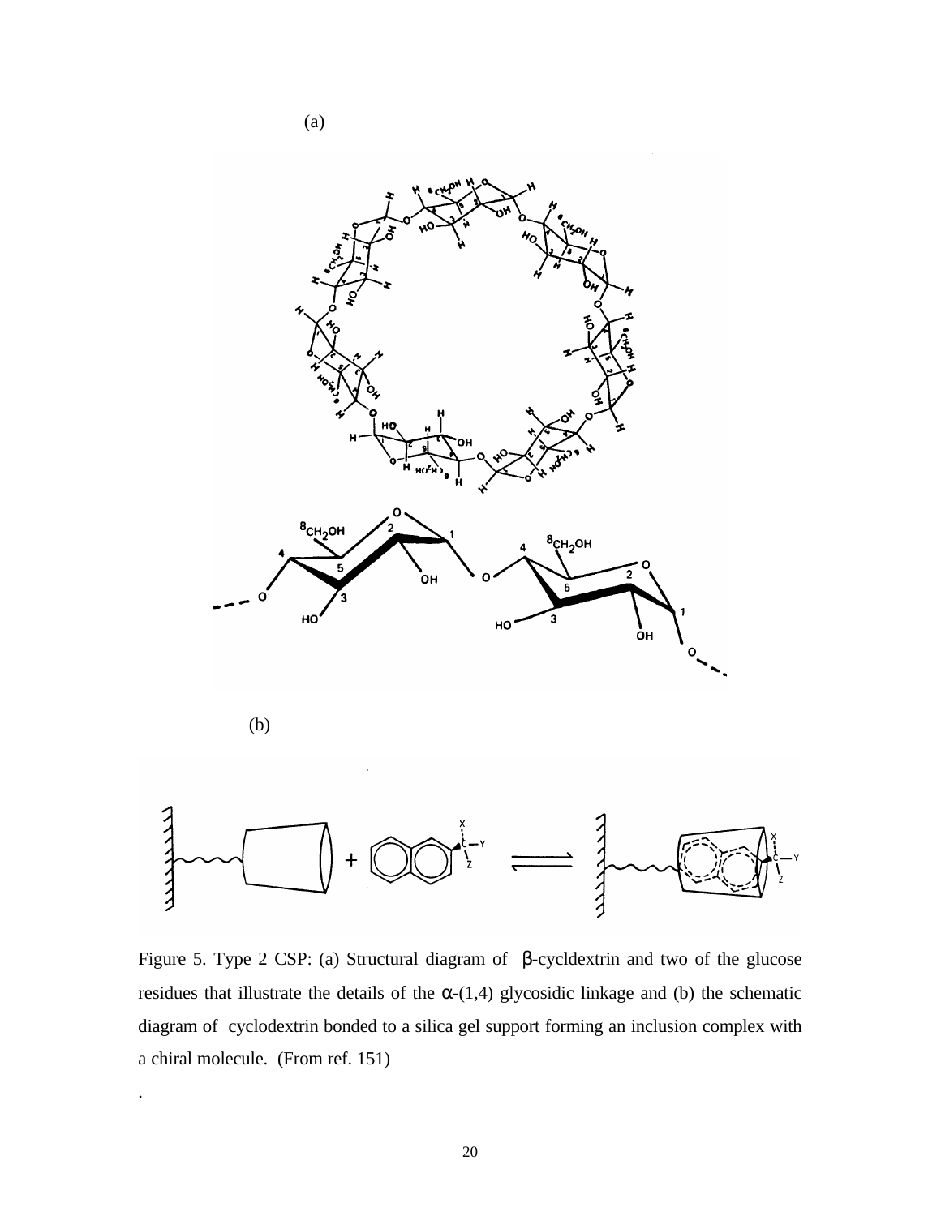(a)

(b)

Figure 5. Type 2 CSP: (a) Structural diagram of β-cycldextrin and two of the glucose residues that illustrate the details of the α-(1,4) glycosidic linkage and (b) the schematic diagram of cyclodextrin bonded to a silica gel support forming an inclusion complex with a chiral molecule. (From ref. 151)

.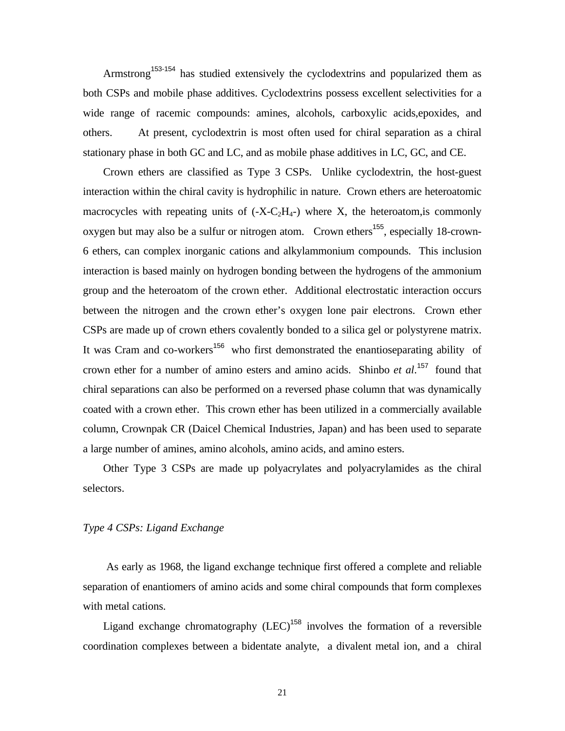Armstrong[153-154] has studied extensively the cyclodextrins and popularized them as both CSPs and mobile phase additives. Cyclodextrins possess excellent selectivities for a wide range of racemic compounds: amines, alcohols, carboxylic acids,epoxides, and others. At present, cyclodextrin is most often used for chiral separation as a chiral stationary phase in both GC and LC, and as mobile phase additives in LC, GC, and CE.

Crown ethers are classified as Type 3 CSPs. Unlike cyclodextrin, the host-guest interaction within the chiral cavity is hydrophilic in nature. Crown ethers are heteroatomic macrocycles with repeating units of (-X-$C_2H_4$-) where X, the heteroatom,is commonly oxygen but may also be a sulfur or nitrogen atom. Crown ethers[155], especially 18-crown-6 ethers, can complex inorganic cations and alkylammonium compounds. This inclusion interaction is based mainly on hydrogen bonding between the hydrogens of the ammonium group and the heteroatom of the crown ether. Additional electrostatic interaction occurs between the nitrogen and the crown ether's oxygen lone pair electrons. Crown ether CSPs are made up of crown ethers covalently bonded to a silica gel or polystyrene matrix. It was Cram and co-workers[156] who first demonstrated the enantioseparating ability of crown ether for a number of amino esters and amino acids. Shinbo *et al*.[157] found that chiral separations can also be performed on a reversed phase column that was dynamically coated with a crown ether. This crown ether has been utilized in a commercially available column, Crownpak CR (Daicel Chemical Industries, Japan) and has been used to separate a large number of amines, amino alcohols, amino acids, and amino esters.

Other Type 3 CSPs are made up polyacrylates and polyacrylamides as the chiral selectors.

*Type 4 CSPs: Ligand Exchange*

As early as 1968, the ligand exchange technique first offered a complete and reliable separation of enantiomers of amino acids and some chiral compounds that form complexes with metal cations.

Ligand exchange chromatography (LEC)[158] involves the formation of a reversible coordination complexes between a bidentate analyte, a divalent metal ion, and a chiral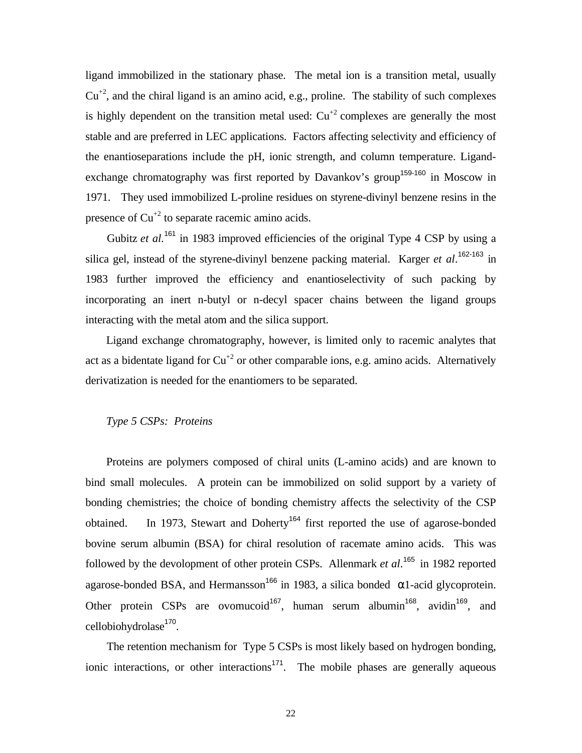ligand immobilized in the stationary phase. The metal ion is a transition metal, usually $Cu^{+2}$, and the chiral ligand is an amino acid, e.g., proline. The stability of such complexes is highly dependent on the transition metal used: $Cu^{+2}$ complexes are generally the most stable and are preferred in LEC applications. Factors affecting selectivity and efficiency of the enantioseparations include the pH, ionic strength, and column temperature. Ligand-exchange chromatography was first reported by Davankov's group[159-160] in Moscow in 1971. They used immobilized L-proline residues on styrene-divinyl benzene resins in the presence of $Cu^{+2}$ to separate racemic amino acids.

Gubitz *et al.*[161] in 1983 improved efficiencies of the original Type 4 CSP by using a silica gel, instead of the styrene-divinyl benzene packing material. Karger *et al*.[162-163] in 1983 further improved the efficiency and enantioselectivity of such packing by incorporating an inert n-butyl or n-decyl spacer chains between the ligand groups interacting with the metal atom and the silica support.

Ligand exchange chromatography, however, is limited only to racemic analytes that act as a bidentate ligand for $Cu^{+2}$ or other comparable ions, e.g. amino acids. Alternatively derivatization is needed for the enantiomers to be separated.

### *Type 5 CSPs: Proteins*

Proteins are polymers composed of chiral units (L-amino acids) and are known to bind small molecules. A protein can be immobilized on solid support by a variety of bonding chemistries; the choice of bonding chemistry affects the selectivity of the CSP obtained. In 1973, Stewart and Doherty[164] first reported the use of agarose-bonded bovine serum albumin (BSA) for chiral resolution of racemate amino acids. This was followed by the devolopment of other protein CSPs. Allenmark *et al.*[165] in 1982 reported agarose-bonded BSA, and Hermansson[166] in 1983, a silica bonded $\alpha$1-acid glycoprotein. Other protein CSPs are ovomucoid[167], human serum albumin[168], avidin[169], and cellobiohydrolase[170].

The retention mechanism for Type 5 CSPs is most likely based on hydrogen bonding, ionic interactions, or other interactions[171]. The mobile phases are generally aqueous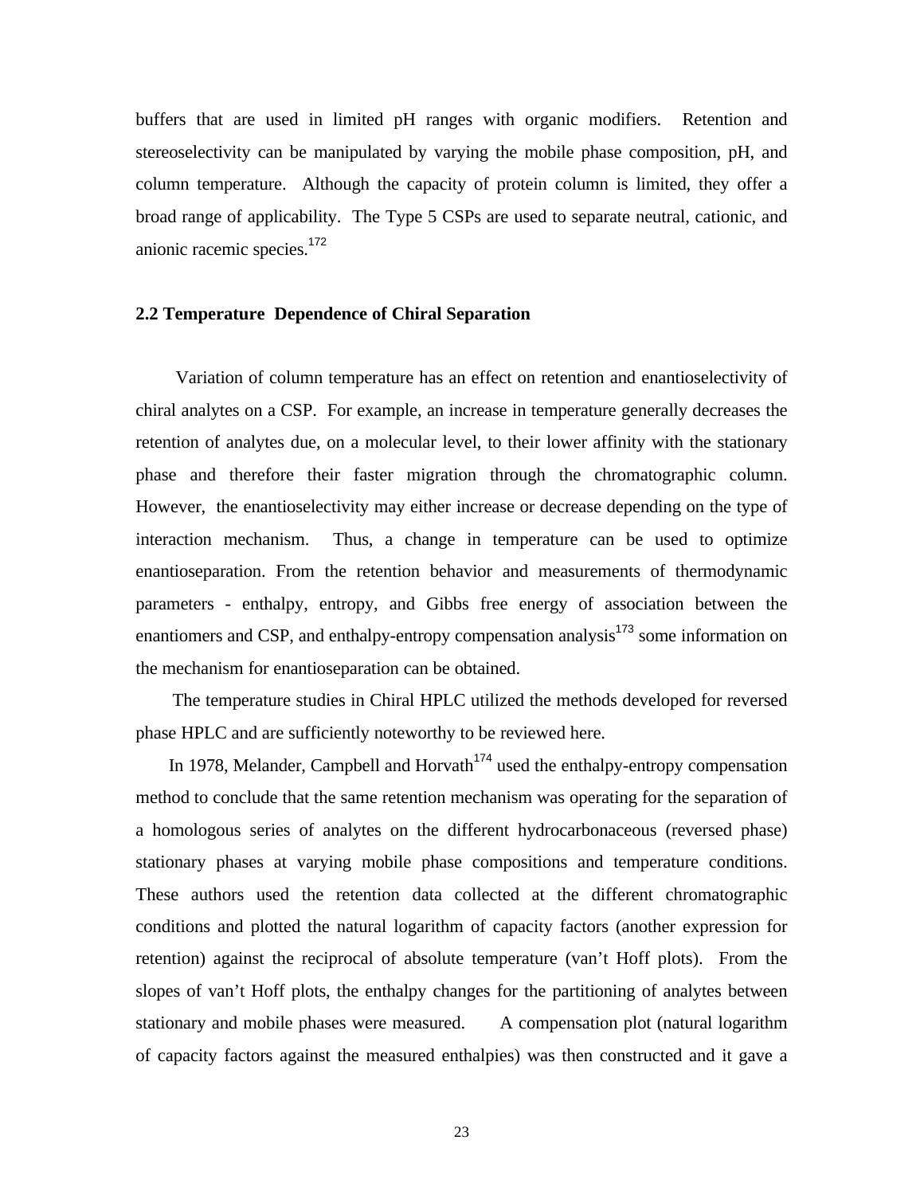buffers that are used in limited pH ranges with organic modifiers. Retention and stereoselectivity can be manipulated by varying the mobile phase composition, pH, and column temperature. Although the capacity of protein column is limited, they offer a broad range of applicability. The Type 5 CSPs are used to separate neutral, cationic, and anionic racemic species.[172]

## 2.2 Temperature Dependence of Chiral Separation

Variation of column temperature has an effect on retention and enantioselectivity of chiral analytes on a CSP. For example, an increase in temperature generally decreases the retention of analytes due, on a molecular level, to their lower affinity with the stationary phase and therefore their faster migration through the chromatographic column. However, the enantioselectivity may either increase or decrease depending on the type of interaction mechanism. Thus, a change in temperature can be used to optimize enantioseparation. From the retention behavior and measurements of thermodynamic parameters - enthalpy, entropy, and Gibbs free energy of association between the enantiomers and CSP, and enthalpy-entropy compensation analysis[173] some information on the mechanism for enantioseparation can be obtained.

The temperature studies in Chiral HPLC utilized the methods developed for reversed phase HPLC and are sufficiently noteworthy to be reviewed here.

In 1978, Melander, Campbell and Horvath[174] used the enthalpy-entropy compensation method to conclude that the same retention mechanism was operating for the separation of a homologous series of analytes on the different hydrocarbonaceous (reversed phase) stationary phases at varying mobile phase compositions and temperature conditions. These authors used the retention data collected at the different chromatographic conditions and plotted the natural logarithm of capacity factors (another expression for retention) against the reciprocal of absolute temperature (van't Hoff plots). From the slopes of van't Hoff plots, the enthalpy changes for the partitioning of analytes between stationary and mobile phases were measured. A compensation plot (natural logarithm of capacity factors against the measured enthalpies) was then constructed and it gave a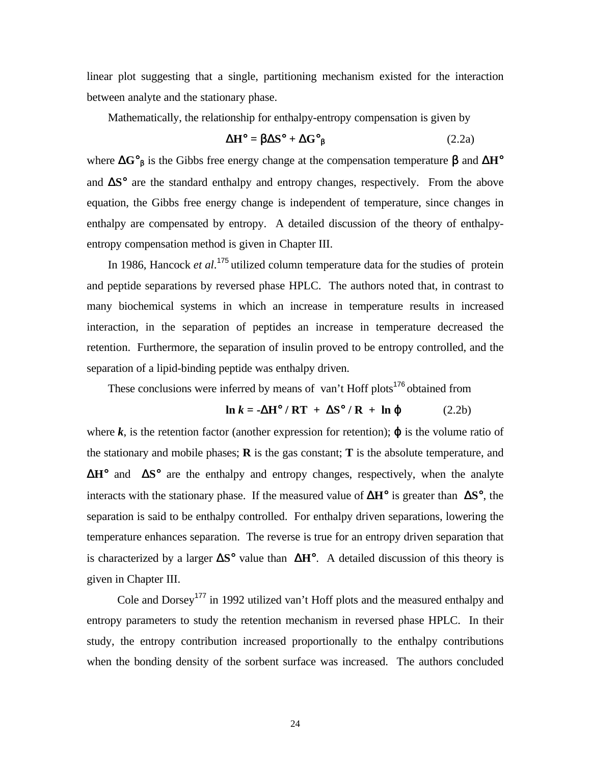linear plot suggesting that a single, partitioning mechanism existed for the interaction between analyte and the stationary phase.

Mathematically, the relationship for enthalpy-entropy compensation is given by

$$\Delta H° = \beta \Delta S° + \Delta G°_{\beta} \qquad (2.2a)$$

where $\Delta G°_{\beta}$ is the Gibbs free energy change at the compensation temperature $\beta$ and $\Delta H°$ and $\Delta S°$ are the standard enthalpy and entropy changes, respectively. From the above equation, the Gibbs free energy change is independent of temperature, since changes in enthalpy are compensated by entropy. A detailed discussion of the theory of enthalpy-entropy compensation method is given in Chapter III.

In 1986, Hancock *et al.*[175] utilized column temperature data for the studies of protein and peptide separations by reversed phase HPLC. The authors noted that, in contrast to many biochemical systems in which an increase in temperature results in increased interaction, in the separation of peptides an increase in temperature decreased the retention. Furthermore, the separation of insulin proved to be entropy controlled, and the separation of a lipid-binding peptide was enthalpy driven.

These conclusions were inferred by means of van't Hoff plots[176] obtained from

$$\ln k = -\Delta H° / RT + \Delta S° / R + \ln \varphi \qquad (2.2b)$$

where $k$, is the retention factor (another expression for retention); $\varphi$ is the volume ratio of the stationary and mobile phases; **R** is the gas constant; **T** is the absolute temperature, and $\Delta H°$ and $\Delta S°$ are the enthalpy and entropy changes, respectively, when the analyte interacts with the stationary phase. If the measured value of $\Delta H°$ is greater than $\Delta S°$, the separation is said to be enthalpy controlled. For enthalpy driven separations, lowering the temperature enhances separation. The reverse is true for an entropy driven separation that is characterized by a larger $\Delta S°$ value than $\Delta H°$. A detailed discussion of this theory is given in Chapter III.

Cole and Dorsey[177] in 1992 utilized van't Hoff plots and the measured enthalpy and entropy parameters to study the retention mechanism in reversed phase HPLC. In their study, the entropy contribution increased proportionally to the enthalpy contributions when the bonding density of the sorbent surface was increased. The authors concluded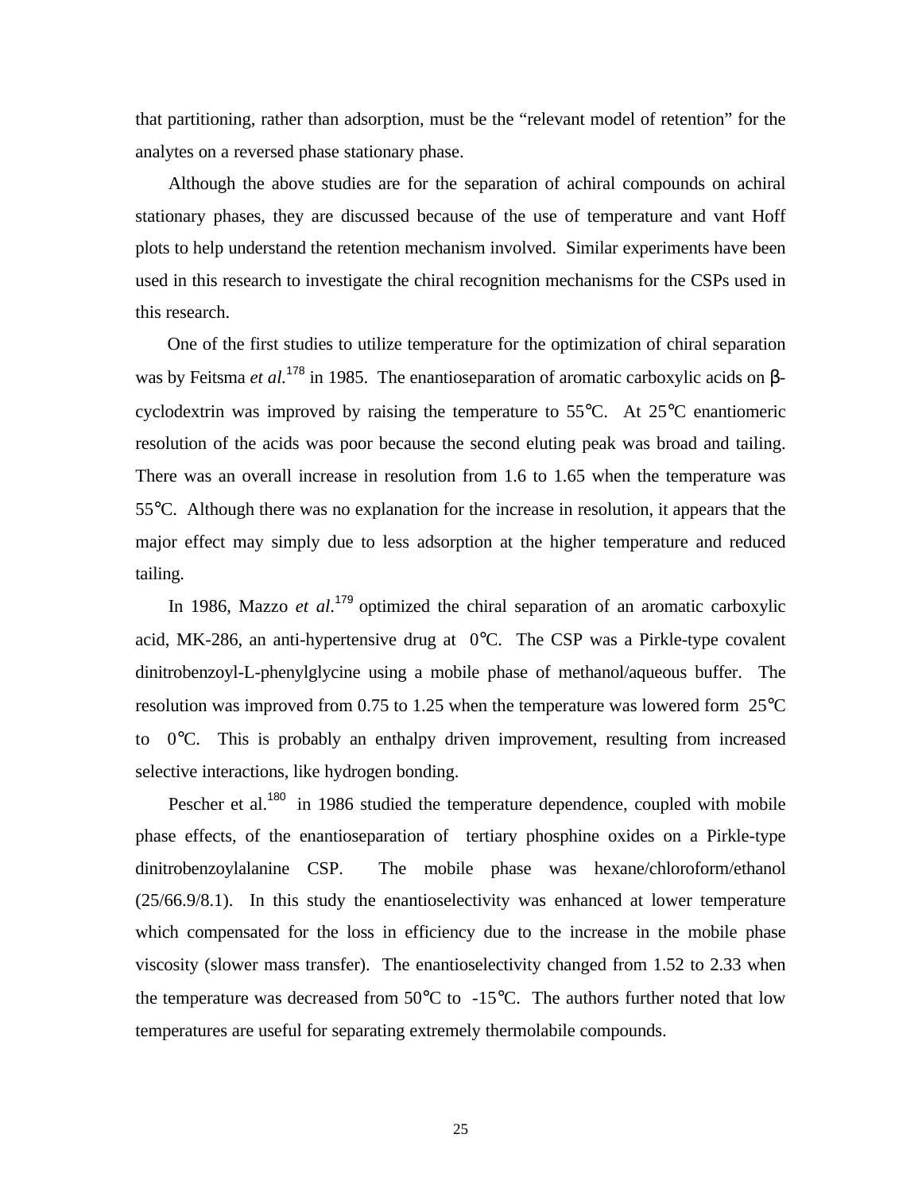that partitioning, rather than adsorption, must be the "relevant model of retention" for the analytes on a reversed phase stationary phase.

Although the above studies are for the separation of achiral compounds on achiral stationary phases, they are discussed because of the use of temperature and vant Hoff plots to help understand the retention mechanism involved. Similar experiments have been used in this research to investigate the chiral recognition mechanisms for the CSPs used in this research.

One of the first studies to utilize temperature for the optimization of chiral separation was by Feitsma *et al.*[178] in 1985. The enantioseparation of aromatic carboxylic acids on β-cyclodextrin was improved by raising the temperature to 55°C. At 25°C enantiomeric resolution of the acids was poor because the second eluting peak was broad and tailing. There was an overall increase in resolution from 1.6 to 1.65 when the temperature was 55°C. Although there was no explanation for the increase in resolution, it appears that the major effect may simply due to less adsorption at the higher temperature and reduced tailing.

In 1986, Mazzo *et al*.[179] optimized the chiral separation of an aromatic carboxylic acid, MK-286, an anti-hypertensive drug at 0°C. The CSP was a Pirkle-type covalent dinitrobenzoyl-L-phenylglycine using a mobile phase of methanol/aqueous buffer. The resolution was improved from 0.75 to 1.25 when the temperature was lowered form 25°C to 0°C. This is probably an enthalpy driven improvement, resulting from increased selective interactions, like hydrogen bonding.

Pescher et al.[180] in 1986 studied the temperature dependence, coupled with mobile phase effects, of the enantioseparation of tertiary phosphine oxides on a Pirkle-type dinitrobenzoylalanine CSP. The mobile phase was hexane/chloroform/ethanol (25/66.9/8.1). In this study the enantioselectivity was enhanced at lower temperature which compensated for the loss in efficiency due to the increase in the mobile phase viscosity (slower mass transfer). The enantioselectivity changed from 1.52 to 2.33 when the temperature was decreased from 50°C to -15°C. The authors further noted that low temperatures are useful for separating extremely thermolabile compounds.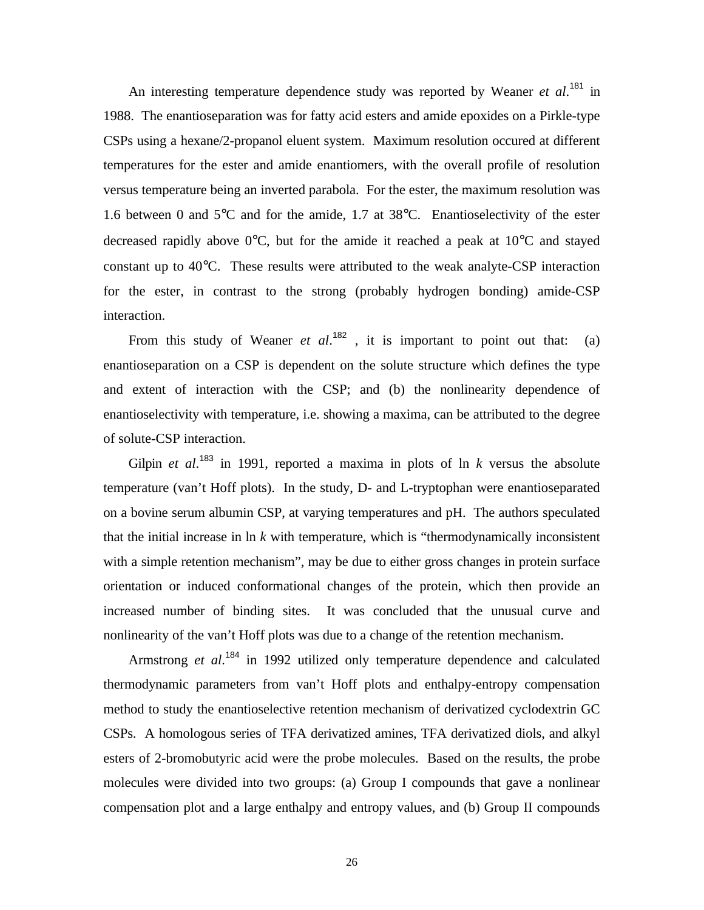An interesting temperature dependence study was reported by Weaner *et al.*[181] in 1988. The enantioseparation was for fatty acid esters and amide epoxides on a Pirkle-type CSPs using a hexane/2-propanol eluent system. Maximum resolution occured at different temperatures for the ester and amide enantiomers, with the overall profile of resolution versus temperature being an inverted parabola. For the ester, the maximum resolution was 1.6 between 0 and 5°C and for the amide, 1.7 at 38°C. Enantioselectivity of the ester decreased rapidly above 0°C, but for the amide it reached a peak at 10°C and stayed constant up to 40°C. These results were attributed to the weak analyte-CSP interaction for the ester, in contrast to the strong (probably hydrogen bonding) amide-CSP interaction.

From this study of Weaner *et al.*[182] , it is important to point out that: (a) enantioseparation on a CSP is dependent on the solute structure which defines the type and extent of interaction with the CSP; and (b) the nonlinearity dependence of enantioselectivity with temperature, i.e. showing a maxima, can be attributed to the degree of solute-CSP interaction.

Gilpin *et al.*[183] in 1991, reported a maxima in plots of ln $k$ versus the absolute temperature (van't Hoff plots). In the study, D- and L-tryptophan were enantioseparated on a bovine serum albumin CSP, at varying temperatures and pH. The authors speculated that the initial increase in ln $k$ with temperature, which is "thermodynamically inconsistent with a simple retention mechanism", may be due to either gross changes in protein surface orientation or induced conformational changes of the protein, which then provide an increased number of binding sites. It was concluded that the unusual curve and nonlinearity of the van't Hoff plots was due to a change of the retention mechanism.

Armstrong *et al.*[184] in 1992 utilized only temperature dependence and calculated thermodynamic parameters from van't Hoff plots and enthalpy-entropy compensation method to study the enantioselective retention mechanism of derivatized cyclodextrin GC CSPs. A homologous series of TFA derivatized amines, TFA derivatized diols, and alkyl esters of 2-bromobutyric acid were the probe molecules. Based on the results, the probe molecules were divided into two groups: (a) Group I compounds that gave a nonlinear compensation plot and a large enthalpy and entropy values, and (b) Group II compounds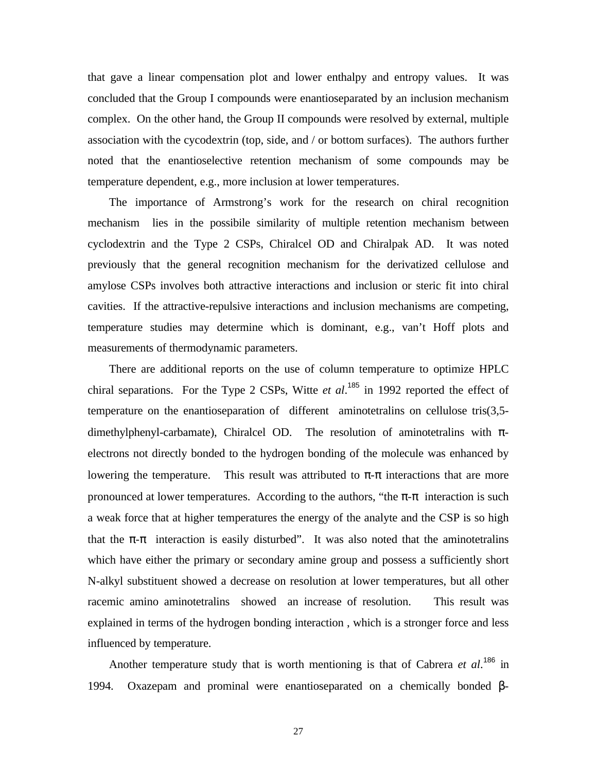that gave a linear compensation plot and lower enthalpy and entropy values. It was concluded that the Group I compounds were enantioseparated by an inclusion mechanism complex. On the other hand, the Group II compounds were resolved by external, multiple association with the cycodextrin (top, side, and / or bottom surfaces). The authors further noted that the enantioselective retention mechanism of some compounds may be temperature dependent, e.g., more inclusion at lower temperatures.

The importance of Armstrong's work for the research on chiral recognition mechanism lies in the possibile similarity of multiple retention mechanism between cyclodextrin and the Type 2 CSPs, Chiralcel OD and Chiralpak AD. It was noted previously that the general recognition mechanism for the derivatized cellulose and amylose CSPs involves both attractive interactions and inclusion or steric fit into chiral cavities. If the attractive-repulsive interactions and inclusion mechanisms are competing, temperature studies may determine which is dominant, e.g., van't Hoff plots and measurements of thermodynamic parameters.

There are additional reports on the use of column temperature to optimize HPLC chiral separations. For the Type 2 CSPs, Witte *et al*.[185] in 1992 reported the effect of temperature on the enantioseparation of different aminotetralins on cellulose tris(3,5-dimethylphenyl-carbamate), Chiralcel OD. The resolution of aminotetralins with π-electrons not directly bonded to the hydrogen bonding of the molecule was enhanced by lowering the temperature. This result was attributed to π-π interactions that are more pronounced at lower temperatures. According to the authors, "the π-π interaction is such a weak force that at higher temperatures the energy of the analyte and the CSP is so high that the π-π interaction is easily disturbed". It was also noted that the aminotetralins which have either the primary or secondary amine group and possess a sufficiently short N-alkyl substituent showed a decrease on resolution at lower temperatures, but all other racemic amino aminotetralins showed an increase of resolution. This result was explained in terms of the hydrogen bonding interaction , which is a stronger force and less influenced by temperature.

Another temperature study that is worth mentioning is that of Cabrera *et al*.[186] in 1994. Oxazepam and prominal were enantioseparated on a chemically bonded β-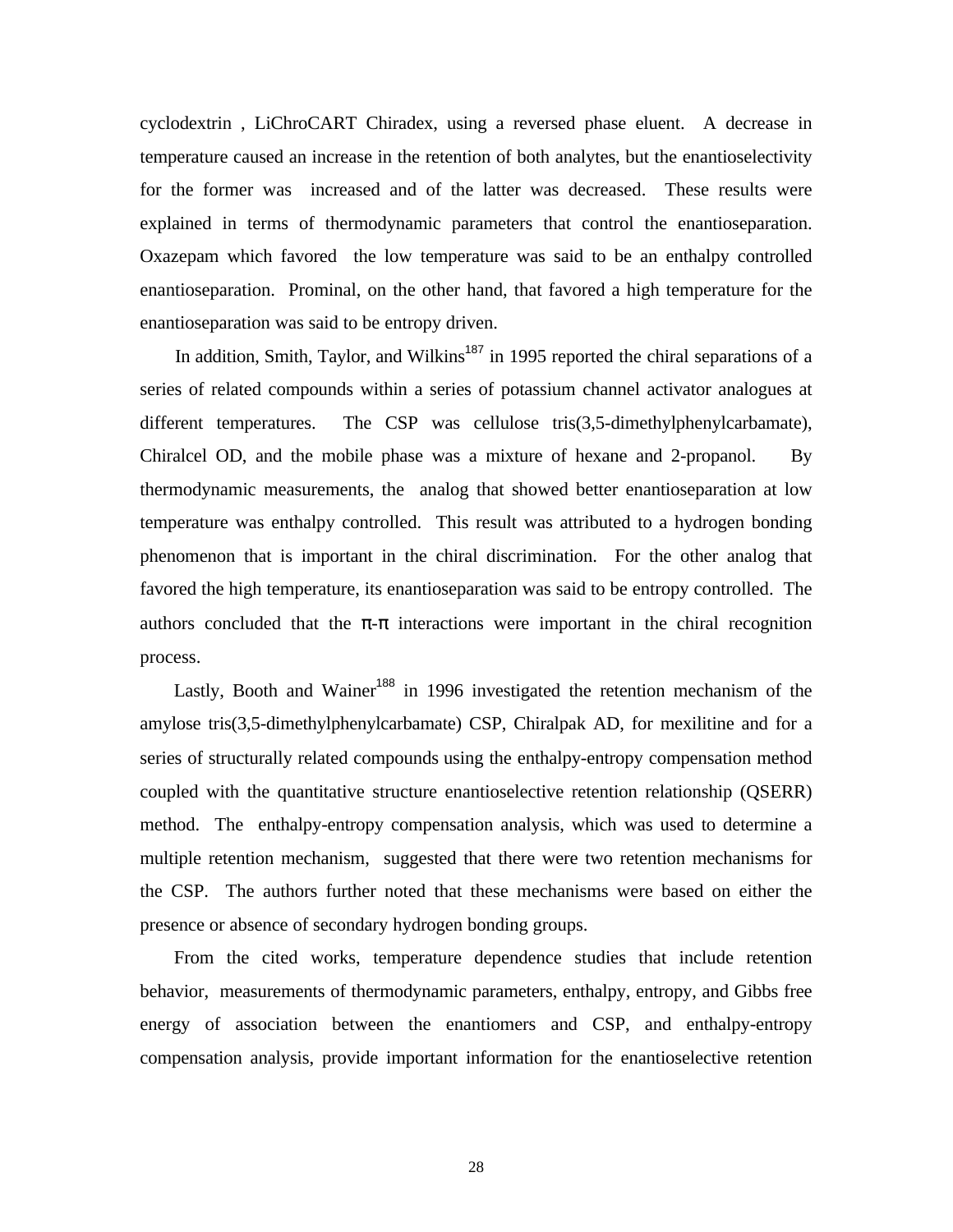cyclodextrin , LiChroCART Chiradex, using a reversed phase eluent. A decrease in temperature caused an increase in the retention of both analytes, but the enantioselectivity for the former was increased and of the latter was decreased. These results were explained in terms of thermodynamic parameters that control the enantioseparation. Oxazepam which favored the low temperature was said to be an enthalpy controlled enantioseparation. Prominal, on the other hand, that favored a high temperature for the enantioseparation was said to be entropy driven.

In addition, Smith, Taylor, and Wilkins[187] in 1995 reported the chiral separations of a series of related compounds within a series of potassium channel activator analogues at different temperatures. The CSP was cellulose tris(3,5-dimethylphenylcarbamate), Chiralcel OD, and the mobile phase was a mixture of hexane and 2-propanol. By thermodynamic measurements, the analog that showed better enantioseparation at low temperature was enthalpy controlled. This result was attributed to a hydrogen bonding phenomenon that is important in the chiral discrimination. For the other analog that favored the high temperature, its enantioseparation was said to be entropy controlled. The authors concluded that the π-π interactions were important in the chiral recognition process.

Lastly, Booth and Wainer[188] in 1996 investigated the retention mechanism of the amylose tris(3,5-dimethylphenylcarbamate) CSP, Chiralpak AD, for mexilitine and for a series of structurally related compounds using the enthalpy-entropy compensation method coupled with the quantitative structure enantioselective retention relationship (QSERR) method. The enthalpy-entropy compensation analysis, which was used to determine a multiple retention mechanism, suggested that there were two retention mechanisms for the CSP. The authors further noted that these mechanisms were based on either the presence or absence of secondary hydrogen bonding groups.

From the cited works, temperature dependence studies that include retention behavior, measurements of thermodynamic parameters, enthalpy, entropy, and Gibbs free energy of association between the enantiomers and CSP, and enthalpy-entropy compensation analysis, provide important information for the enantioselective retention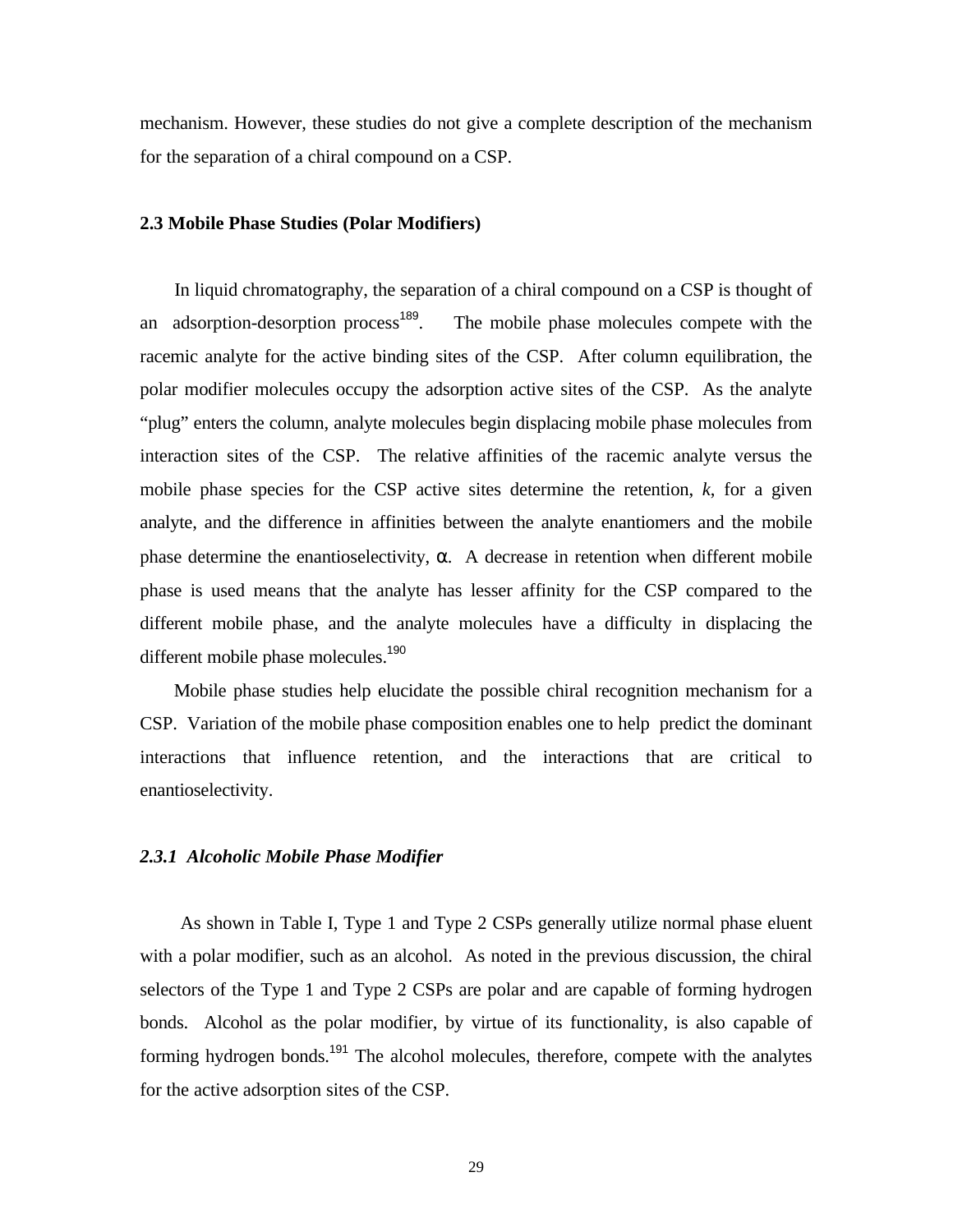mechanism. However, these studies do not give a complete description of the mechanism for the separation of a chiral compound on a CSP.

### 2.3 Mobile Phase Studies (Polar Modifiers)

In liquid chromatography, the separation of a chiral compound on a CSP is thought of an adsorption-desorption process[189]. The mobile phase molecules compete with the racemic analyte for the active binding sites of the CSP. After column equilibration, the polar modifier molecules occupy the adsorption active sites of the CSP. As the analyte "plug" enters the column, analyte molecules begin displacing mobile phase molecules from interaction sites of the CSP. The relative affinities of the racemic analyte versus the mobile phase species for the CSP active sites determine the retention, $k$, for a given analyte, and the difference in affinities between the analyte enantiomers and the mobile phase determine the enantioselectivity, $\alpha$. A decrease in retention when different mobile phase is used means that the analyte has lesser affinity for the CSP compared to the different mobile phase, and the analyte molecules have a difficulty in displacing the different mobile phase molecules.[190]

Mobile phase studies help elucidate the possible chiral recognition mechanism for a CSP. Variation of the mobile phase composition enables one to help predict the dominant interactions that influence retention, and the interactions that are critical to enantioselectivity.

#### *2.3.1 Alcoholic Mobile Phase Modifier*

As shown in Table I, Type 1 and Type 2 CSPs generally utilize normal phase eluent with a polar modifier, such as an alcohol. As noted in the previous discussion, the chiral selectors of the Type 1 and Type 2 CSPs are polar and are capable of forming hydrogen bonds. Alcohol as the polar modifier, by virtue of its functionality, is also capable of forming hydrogen bonds.[191] The alcohol molecules, therefore, compete with the analytes for the active adsorption sites of the CSP.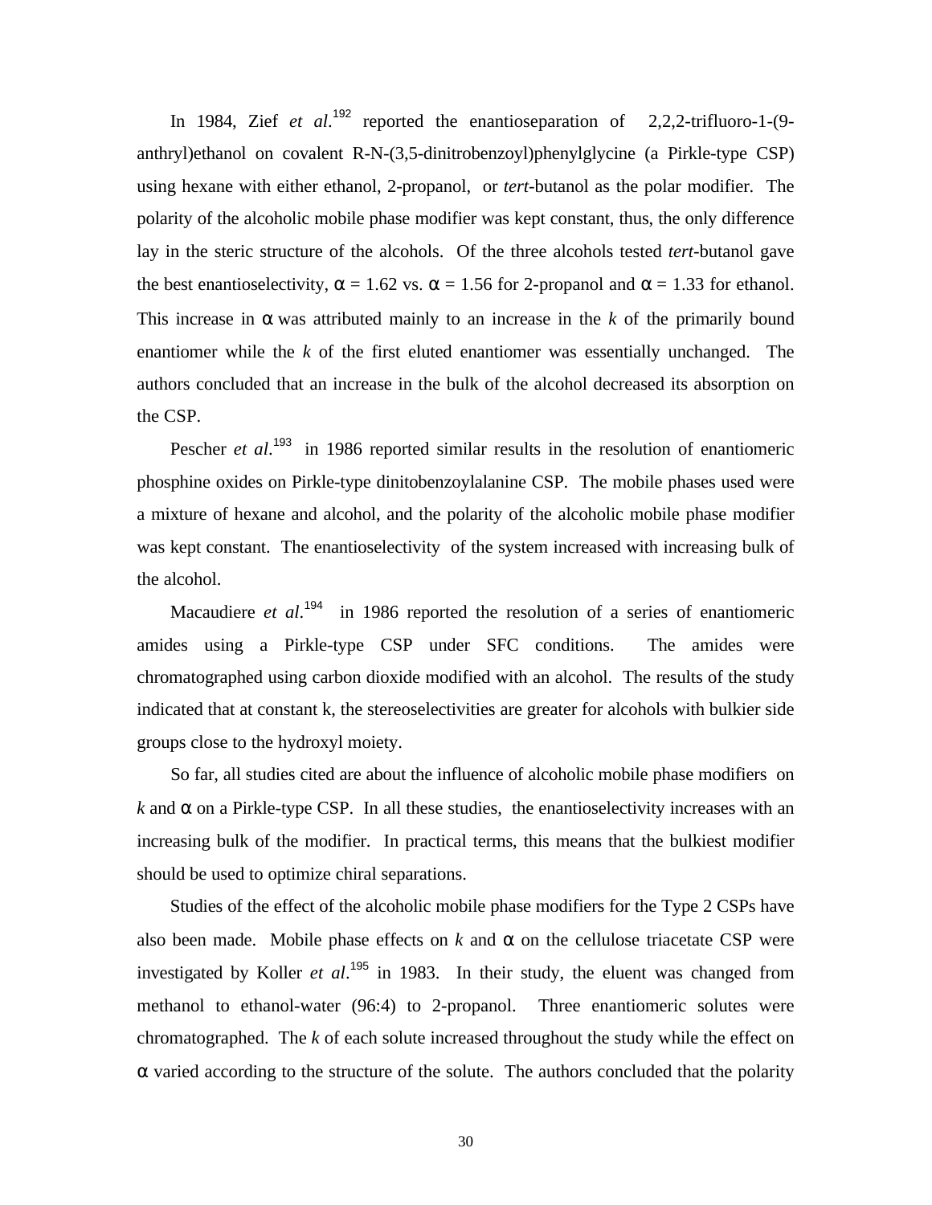In 1984, Zief *et al.*[192] reported the enantioseparation of 2,2,2-trifluoro-1-(9-anthryl)ethanol on covalent R-N-(3,5-dinitrobenzoyl)phenylglycine (a Pirkle-type CSP) using hexane with either ethanol, 2-propanol, or *tert*-butanol as the polar modifier. The polarity of the alcoholic mobile phase modifier was kept constant, thus, the only difference lay in the steric structure of the alcohols. Of the three alcohols tested *tert*-butanol gave the best enantioselectivity, $\alpha = 1.62$ vs. $\alpha = 1.56$ for 2-propanol and $\alpha = 1.33$ for ethanol. This increase in $\alpha$ was attributed mainly to an increase in the $k$ of the primarily bound enantiomer while the $k$ of the first eluted enantiomer was essentially unchanged. The authors concluded that an increase in the bulk of the alcohol decreased its absorption on the CSP.

Pescher *et al.*[193] in 1986 reported similar results in the resolution of enantiomeric phosphine oxides on Pirkle-type dinitobenzoylalanine CSP. The mobile phases used were a mixture of hexane and alcohol, and the polarity of the alcoholic mobile phase modifier was kept constant. The enantioselectivity of the system increased with increasing bulk of the alcohol.

Macaudiere *et al.*[194] in 1986 reported the resolution of a series of enantiomeric amides using a Pirkle-type CSP under SFC conditions. The amides were chromatographed using carbon dioxide modified with an alcohol. The results of the study indicated that at constant k, the stereoselectivities are greater for alcohols with bulkier side groups close to the hydroxyl moiety.

So far, all studies cited are about the influence of alcoholic mobile phase modifiers on $k$ and $\alpha$ on a Pirkle-type CSP. In all these studies, the enantioselectivity increases with an increasing bulk of the modifier. In practical terms, this means that the bulkiest modifier should be used to optimize chiral separations.

Studies of the effect of the alcoholic mobile phase modifiers for the Type 2 CSPs have also been made. Mobile phase effects on $k$ and $\alpha$ on the cellulose triacetate CSP were investigated by Koller *et al.*[195] in 1983. In their study, the eluent was changed from methanol to ethanol-water (96:4) to 2-propanol. Three enantiomeric solutes were chromatographed. The $k$ of each solute increased throughout the study while the effect on $\alpha$ varied according to the structure of the solute. The authors concluded that the polarity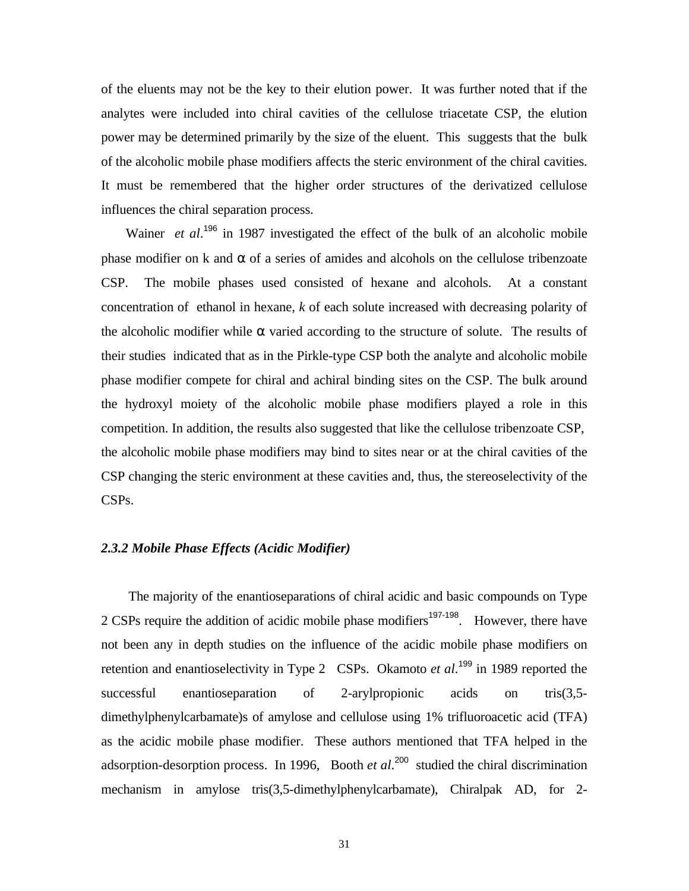of the eluents may not be the key to their elution power. It was further noted that if the analytes were included into chiral cavities of the cellulose triacetate CSP, the elution power may be determined primarily by the size of the eluent. This suggests that the bulk of the alcoholic mobile phase modifiers affects the steric environment of the chiral cavities. It must be remembered that the higher order structures of the derivatized cellulose influences the chiral separation process.

Wainer *et al*.[196] in 1987 investigated the effect of the bulk of an alcoholic mobile phase modifier on k and $\alpha$ of a series of amides and alcohols on the cellulose tribenzoate CSP. The mobile phases used consisted of hexane and alcohols. At a constant concentration of ethanol in hexane, *k* of each solute increased with decreasing polarity of the alcoholic modifier while $\alpha$ varied according to the structure of solute. The results of their studies indicated that as in the Pirkle-type CSP both the analyte and alcoholic mobile phase modifier compete for chiral and achiral binding sites on the CSP. The bulk around the hydroxyl moiety of the alcoholic mobile phase modifiers played a role in this competition. In addition, the results also suggested that like the cellulose tribenzoate CSP, the alcoholic mobile phase modifiers may bind to sites near or at the chiral cavities of the CSP changing the steric environment at these cavities and, thus, the stereoselectivity of the CSPs.

### *2.3.2 Mobile Phase Effects (Acidic Modifier)*

The majority of the enantioseparations of chiral acidic and basic compounds on Type 2 CSPs require the addition of acidic mobile phase modifiers[197-198]. However, there have not been any in depth studies on the influence of the acidic mobile phase modifiers on retention and enantioselectivity in Type 2 CSPs. Okamoto *et al*.[199] in 1989 reported the successful enantioseparation of 2-arylpropionic acids on tris(3,5-dimethylphenylcarbamate)s of amylose and cellulose using 1% trifluoroacetic acid (TFA) as the acidic mobile phase modifier. These authors mentioned that TFA helped in the adsorption-desorption process. In 1996, Booth *et al*.[200] studied the chiral discrimination mechanism in amylose tris(3,5-dimethylphenylcarbamate), Chiralpak AD, for 2-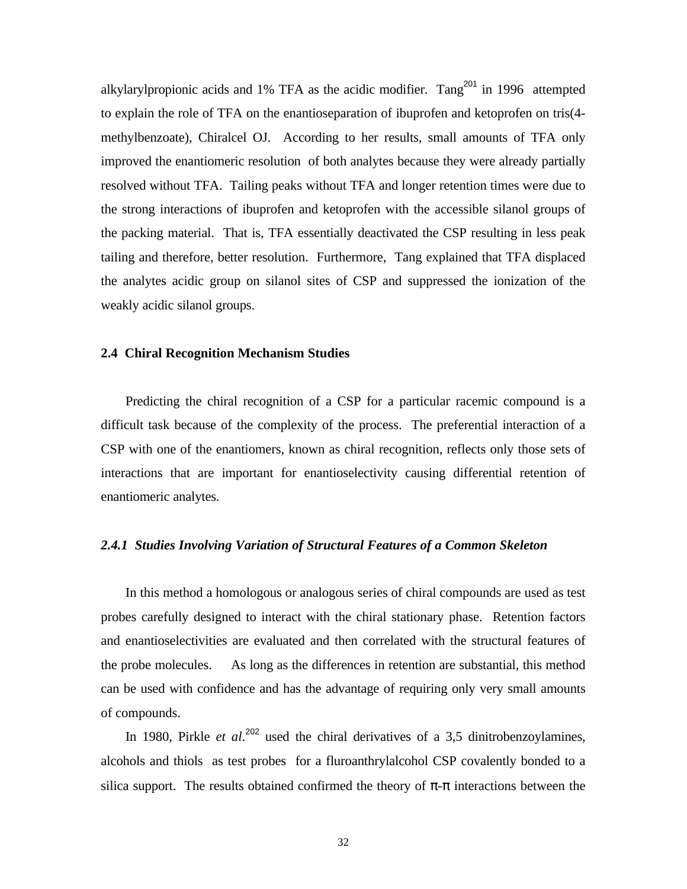alkylarylpropionic acids and 1% TFA as the acidic modifier. Tang[201] in 1996 attempted to explain the role of TFA on the enantioseparation of ibuprofen and ketoprofen on tris(4-methylbenzoate), Chiralcel OJ. According to her results, small amounts of TFA only improved the enantiomeric resolution of both analytes because they were already partially resolved without TFA. Tailing peaks without TFA and longer retention times were due to the strong interactions of ibuprofen and ketoprofen with the accessible silanol groups of the packing material. That is, TFA essentially deactivated the CSP resulting in less peak tailing and therefore, better resolution. Furthermore, Tang explained that TFA displaced the analytes acidic group on silanol sites of CSP and suppressed the ionization of the weakly acidic silanol groups.

## 2.4 Chiral Recognition Mechanism Studies

Predicting the chiral recognition of a CSP for a particular racemic compound is a difficult task because of the complexity of the process. The preferential interaction of a CSP with one of the enantiomers, known as chiral recognition, reflects only those sets of interactions that are important for enantioselectivity causing differential retention of enantiomeric analytes.

### *2.4.1 Studies Involving Variation of Structural Features of a Common Skeleton*

In this method a homologous or analogous series of chiral compounds are used as test probes carefully designed to interact with the chiral stationary phase. Retention factors and enantioselectivities are evaluated and then correlated with the structural features of the probe molecules. As long as the differences in retention are substantial, this method can be used with confidence and has the advantage of requiring only very small amounts of compounds.

In 1980, Pirkle *et al.*[202] used the chiral derivatives of a 3,5 dinitrobenzoylamines, alcohols and thiols as test probes for a fluroanthrylalcohol CSP covalently bonded to a silica support. The results obtained confirmed the theory of π-π interactions between the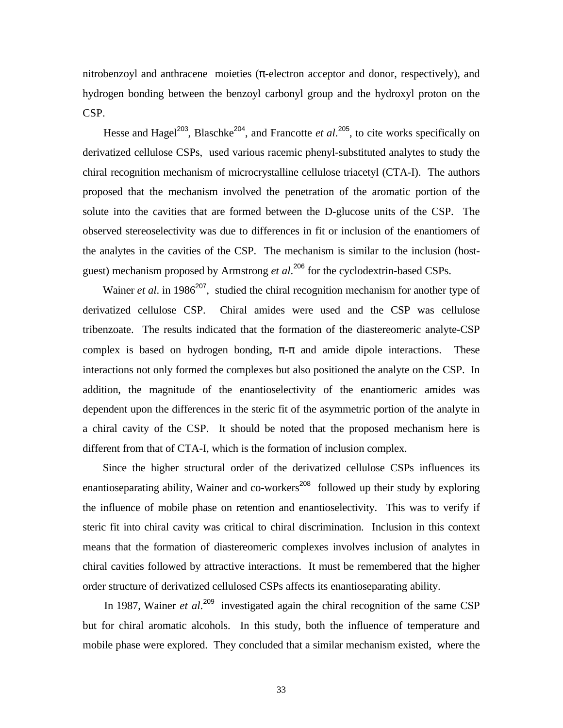nitrobenzoyl and anthracene moieties (π-electron acceptor and donor, respectively), and hydrogen bonding between the benzoyl carbonyl group and the hydroxyl proton on the CSP.

Hesse and Hagel[203], Blaschke[204], and Francotte *et al*.[205], to cite works specifically on derivatized cellulose CSPs, used various racemic phenyl-substituted analytes to study the chiral recognition mechanism of microcrystalline cellulose triacetyl (CTA-I). The authors proposed that the mechanism involved the penetration of the aromatic portion of the solute into the cavities that are formed between the D-glucose units of the CSP. The observed stereoselectivity was due to differences in fit or inclusion of the enantiomers of the analytes in the cavities of the CSP. The mechanism is similar to the inclusion (host-guest) mechanism proposed by Armstrong *et al*.[206] for the cyclodextrin-based CSPs.

Wainer *et al*. in 1986[207], studied the chiral recognition mechanism for another type of derivatized cellulose CSP. Chiral amides were used and the CSP was cellulose tribenzoate. The results indicated that the formation of the diastereomeric analyte-CSP complex is based on hydrogen bonding, π-π and amide dipole interactions. These interactions not only formed the complexes but also positioned the analyte on the CSP. In addition, the magnitude of the enantioselectivity of the enantiomeric amides was dependent upon the differences in the steric fit of the asymmetric portion of the analyte in a chiral cavity of the CSP. It should be noted that the proposed mechanism here is different from that of CTA-I, which is the formation of inclusion complex.

Since the higher structural order of the derivatized cellulose CSPs influences its enantioseparating ability, Wainer and co-workers[208] followed up their study by exploring the influence of mobile phase on retention and enantioselectivity. This was to verify if steric fit into chiral cavity was critical to chiral discrimination. Inclusion in this context means that the formation of diastereomeric complexes involves inclusion of analytes in chiral cavities followed by attractive interactions. It must be remembered that the higher order structure of derivatized cellulosed CSPs affects its enantioseparating ability.

In 1987, Wainer *et al*.[209] investigated again the chiral recognition of the same CSP but for chiral aromatic alcohols. In this study, both the influence of temperature and mobile phase were explored. They concluded that a similar mechanism existed, where the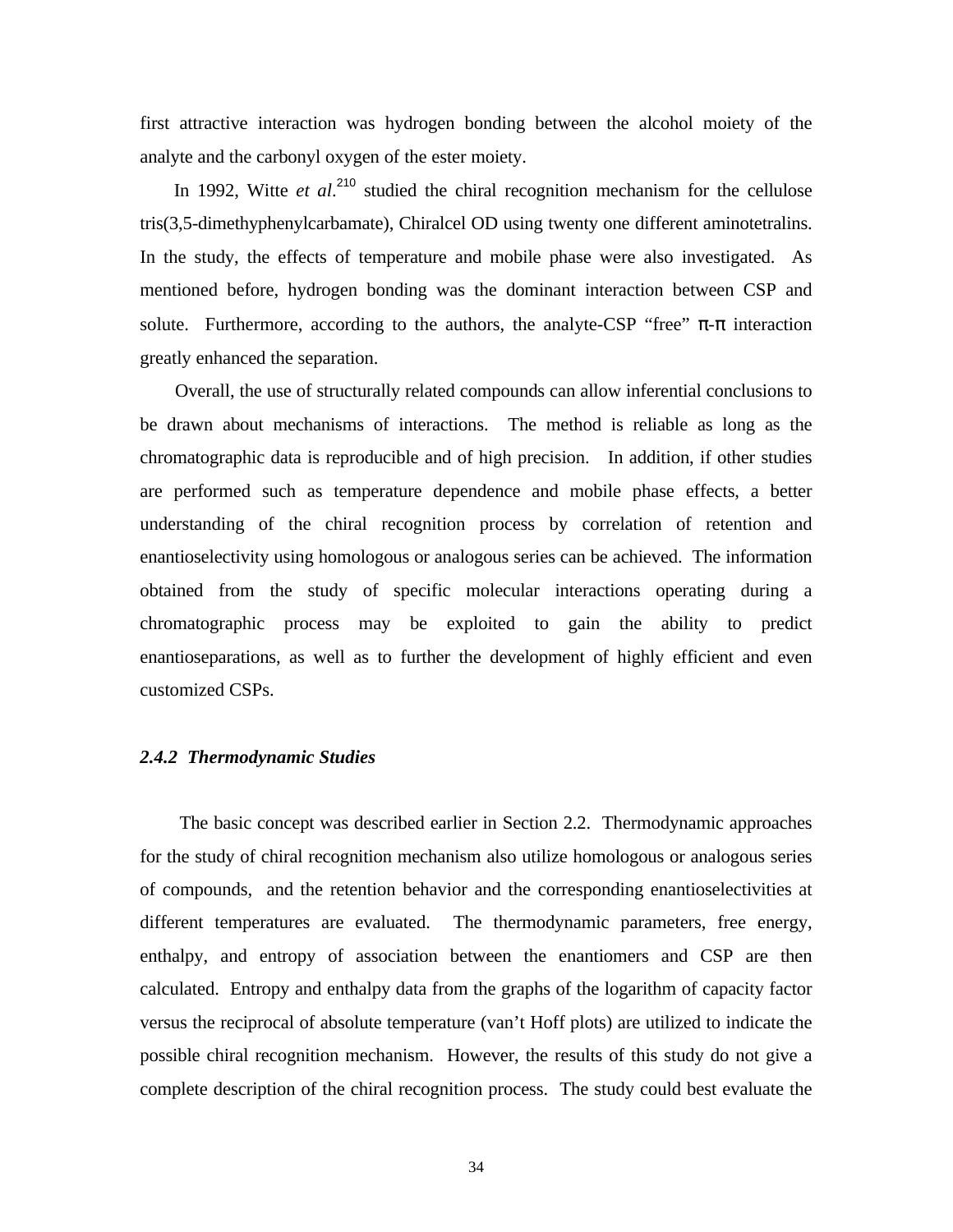first attractive interaction was hydrogen bonding between the alcohol moiety of the analyte and the carbonyl oxygen of the ester moiety.

In 1992, Witte *et al*.[210] studied the chiral recognition mechanism for the cellulose tris(3,5-dimethyphenylcarbamate), Chiralcel OD using twenty one different aminotetralins. In the study, the effects of temperature and mobile phase were also investigated. As mentioned before, hydrogen bonding was the dominant interaction between CSP and solute. Furthermore, according to the authors, the analyte-CSP "free" π-π interaction greatly enhanced the separation.

Overall, the use of structurally related compounds can allow inferential conclusions to be drawn about mechanisms of interactions. The method is reliable as long as the chromatographic data is reproducible and of high precision. In addition, if other studies are performed such as temperature dependence and mobile phase effects, a better understanding of the chiral recognition process by correlation of retention and enantioselectivity using homologous or analogous series can be achieved. The information obtained from the study of specific molecular interactions operating during a chromatographic process may be exploited to gain the ability to predict enantioseparations, as well as to further the development of highly efficient and even customized CSPs.

### *2.4.2 Thermodynamic Studies*

The basic concept was described earlier in Section 2.2. Thermodynamic approaches for the study of chiral recognition mechanism also utilize homologous or analogous series of compounds, and the retention behavior and the corresponding enantioselectivities at different temperatures are evaluated. The thermodynamic parameters, free energy, enthalpy, and entropy of association between the enantiomers and CSP are then calculated. Entropy and enthalpy data from the graphs of the logarithm of capacity factor versus the reciprocal of absolute temperature (van't Hoff plots) are utilized to indicate the possible chiral recognition mechanism. However, the results of this study do not give a complete description of the chiral recognition process. The study could best evaluate the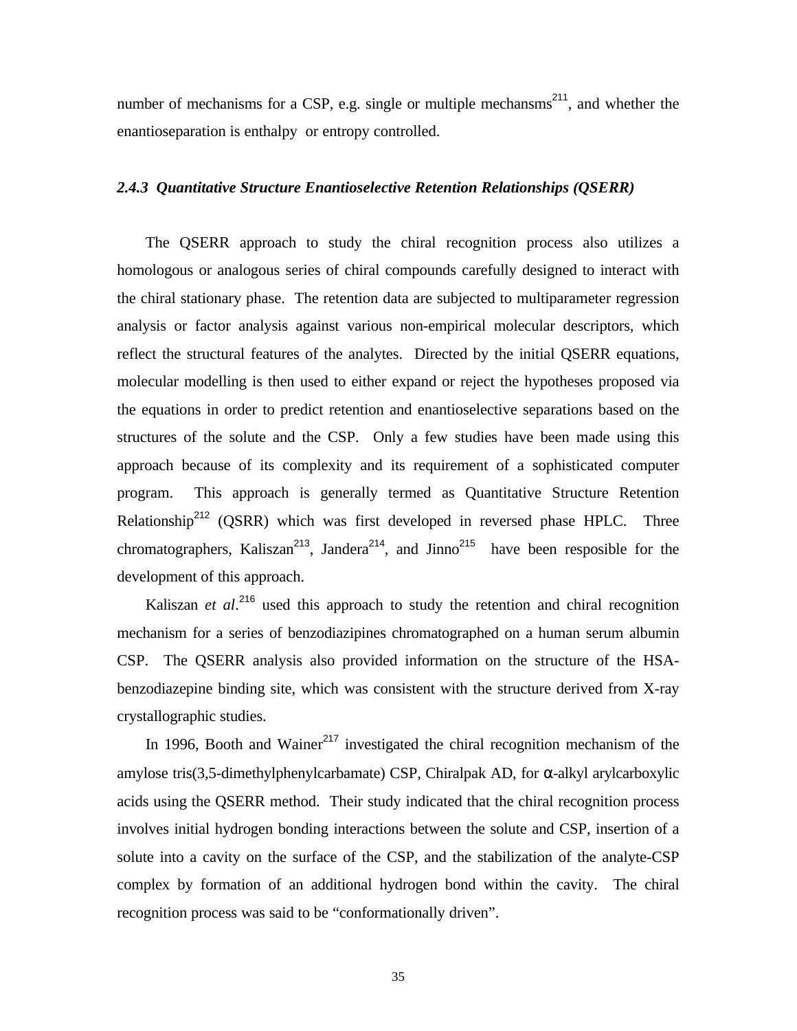number of mechanisms for a CSP, e.g. single or multiple mechansms[211], and whether the enantioseparation is enthalpy or entropy controlled.

### *2.4.3 Quantitative Structure Enantioselective Retention Relationships (QSERR)*

The QSERR approach to study the chiral recognition process also utilizes a homologous or analogous series of chiral compounds carefully designed to interact with the chiral stationary phase. The retention data are subjected to multiparameter regression analysis or factor analysis against various non-empirical molecular descriptors, which reflect the structural features of the analytes. Directed by the initial QSERR equations, molecular modelling is then used to either expand or reject the hypotheses proposed via the equations in order to predict retention and enantioselective separations based on the structures of the solute and the CSP. Only a few studies have been made using this approach because of its complexity and its requirement of a sophisticated computer program. This approach is generally termed as Quantitative Structure Retention Relationship[212] (QSRR) which was first developed in reversed phase HPLC. Three chromatographers, Kaliszan[213], Jandera[214], and Jinno[215] have been resposible for the development of this approach.

Kaliszan *et al*.[216] used this approach to study the retention and chiral recognition mechanism for a series of benzodiazipines chromatographed on a human serum albumin CSP. The QSERR analysis also provided information on the structure of the HSA-benzodiazepine binding site, which was consistent with the structure derived from X-ray crystallographic studies.

In 1996, Booth and Wainer[217] investigated the chiral recognition mechanism of the amylose tris(3,5-dimethylphenylcarbamate) CSP, Chiralpak AD, for α-alkyl arylcarboxylic acids using the QSERR method. Their study indicated that the chiral recognition process involves initial hydrogen bonding interactions between the solute and CSP, insertion of a solute into a cavity on the surface of the CSP, and the stabilization of the analyte-CSP complex by formation of an additional hydrogen bond within the cavity. The chiral recognition process was said to be "conformationally driven".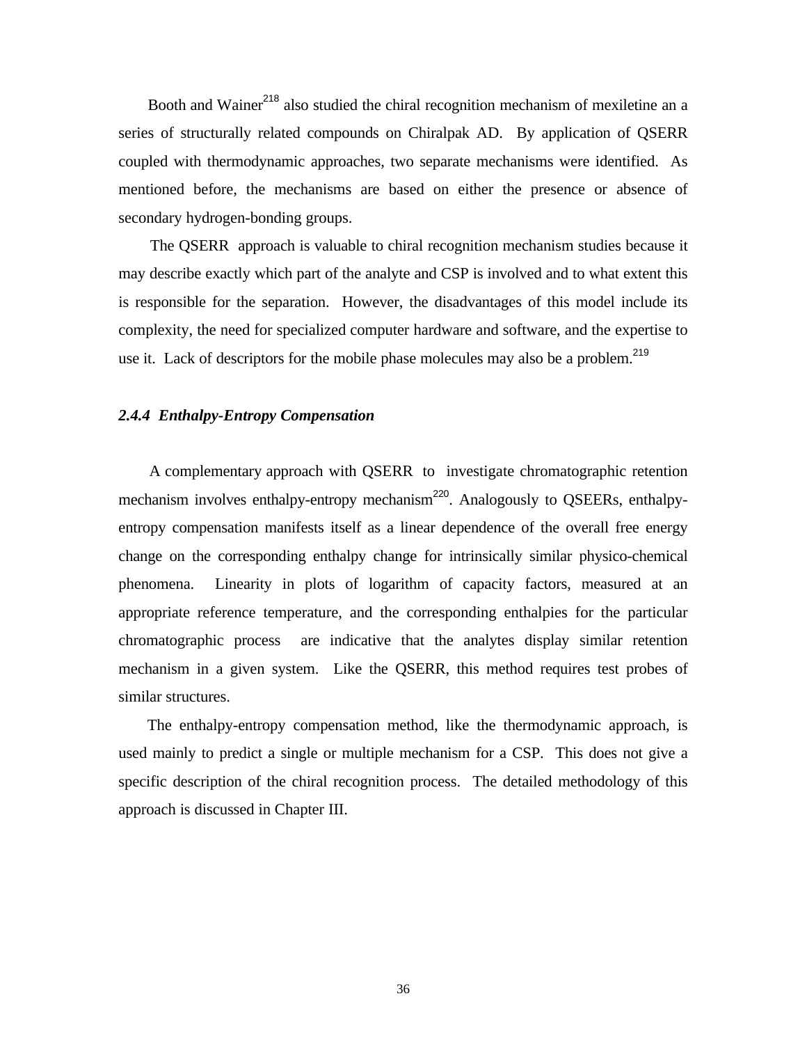Booth and Wainer[218] also studied the chiral recognition mechanism of mexiletine an a series of structurally related compounds on Chiralpak AD. By application of QSERR coupled with thermodynamic approaches, two separate mechanisms were identified. As mentioned before, the mechanisms are based on either the presence or absence of secondary hydrogen-bonding groups.

The QSERR approach is valuable to chiral recognition mechanism studies because it may describe exactly which part of the analyte and CSP is involved and to what extent this is responsible for the separation. However, the disadvantages of this model include its complexity, the need for specialized computer hardware and software, and the expertise to use it. Lack of descriptors for the mobile phase molecules may also be a problem.[219]

### *2.4.4 Enthalpy-Entropy Compensation*

A complementary approach with QSERR to investigate chromatographic retention mechanism involves enthalpy-entropy mechanism[220]. Analogously to QSEERs, enthalpy-entropy compensation manifests itself as a linear dependence of the overall free energy change on the corresponding enthalpy change for intrinsically similar physico-chemical phenomena. Linearity in plots of logarithm of capacity factors, measured at an appropriate reference temperature, and the corresponding enthalpies for the particular chromatographic process are indicative that the analytes display similar retention mechanism in a given system. Like the QSERR, this method requires test probes of similar structures.

The enthalpy-entropy compensation method, like the thermodynamic approach, is used mainly to predict a single or multiple mechanism for a CSP. This does not give a specific description of the chiral recognition process. The detailed methodology of this approach is discussed in Chapter III.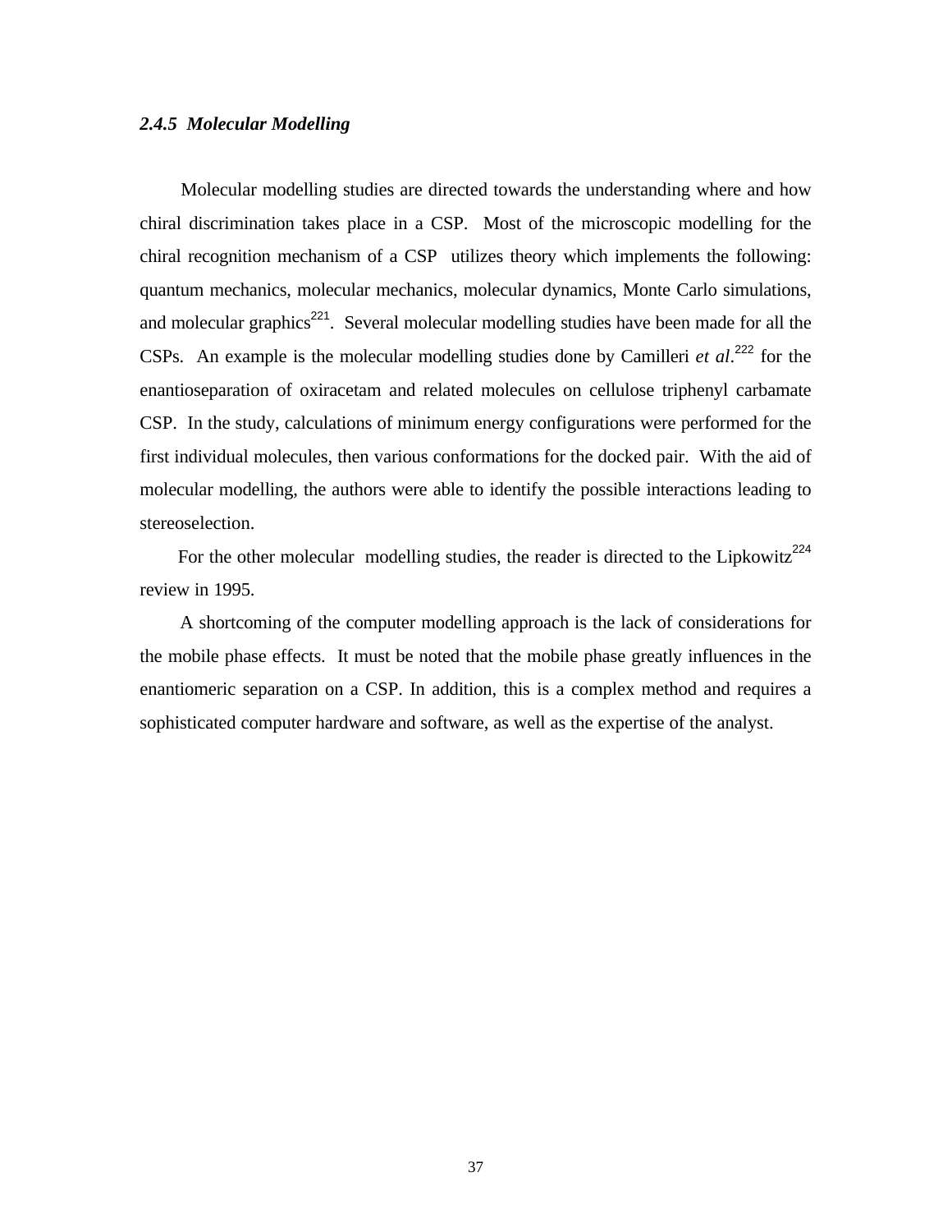### *2.4.5 Molecular Modelling*

Molecular modelling studies are directed towards the understanding where and how chiral discrimination takes place in a CSP. Most of the microscopic modelling for the chiral recognition mechanism of a CSP utilizes theory which implements the following: quantum mechanics, molecular mechanics, molecular dynamics, Monte Carlo simulations, and molecular graphics[221]. Several molecular modelling studies have been made for all the CSPs. An example is the molecular modelling studies done by Camilleri *et al.*[222] for the enantioseparation of oxiracetam and related molecules on cellulose triphenyl carbamate CSP. In the study, calculations of minimum energy configurations were performed for the first individual molecules, then various conformations for the docked pair. With the aid of molecular modelling, the authors were able to identify the possible interactions leading to stereoselection.

For the other molecular modelling studies, the reader is directed to the Lipkowitz[224] review in 1995.

A shortcoming of the computer modelling approach is the lack of considerations for the mobile phase effects. It must be noted that the mobile phase greatly influences in the enantiomeric separation on a CSP. In addition, this is a complex method and requires a sophisticated computer hardware and software, as well as the expertise of the analyst.